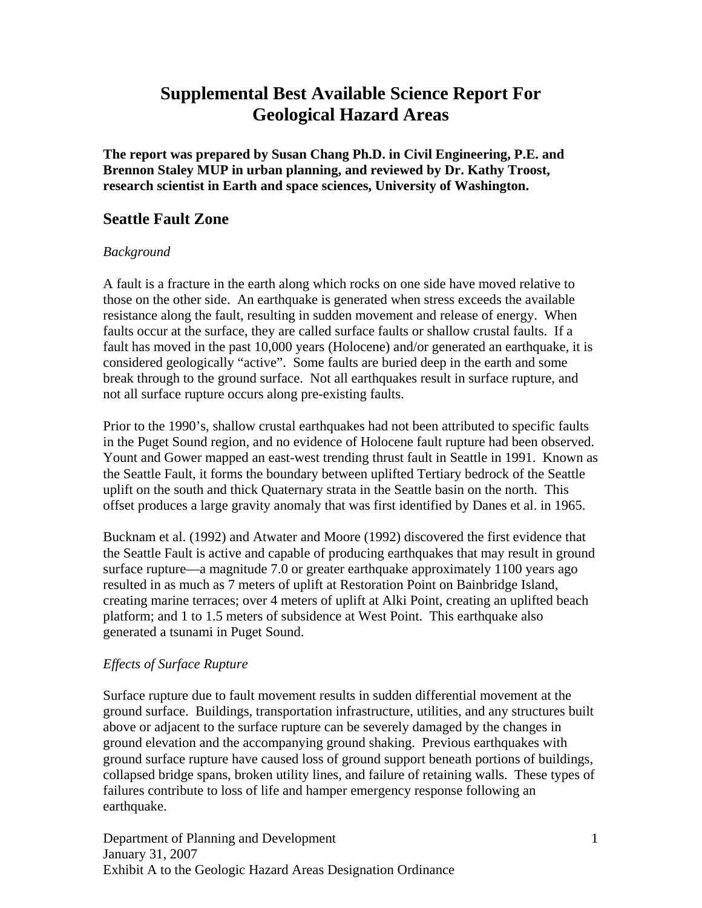# Supplemental Best Available Science Report For Geological Hazard Areas

**The report was prepared by Susan Chang Ph.D. in Civil Engineering, P.E. and Brennon Staley MUP in urban planning, and reviewed by Dr. Kathy Troost, research scientist in Earth and space sciences, University of Washington.**

## Seattle Fault Zone

*Background*

A fault is a fracture in the earth along which rocks on one side have moved relative to those on the other side. An earthquake is generated when stress exceeds the available resistance along the fault, resulting in sudden movement and release of energy. When faults occur at the surface, they are called surface faults or shallow crustal faults. If a fault has moved in the past 10,000 years (Holocene) and/or generated an earthquake, it is considered geologically "active". Some faults are buried deep in the earth and some break through to the ground surface. Not all earthquakes result in surface rupture, and not all surface rupture occurs along pre-existing faults.

Prior to the 1990's, shallow crustal earthquakes had not been attributed to specific faults in the Puget Sound region, and no evidence of Holocene fault rupture had been observed. Yount and Gower mapped an east-west trending thrust fault in Seattle in 1991. Known as the Seattle Fault, it forms the boundary between uplifted Tertiary bedrock of the Seattle uplift on the south and thick Quaternary strata in the Seattle basin on the north. This offset produces a large gravity anomaly that was first identified by Danes et al. in 1965.

Bucknam et al. (1992) and Atwater and Moore (1992) discovered the first evidence that the Seattle Fault is active and capable of producing earthquakes that may result in ground surface rupture—a magnitude 7.0 or greater earthquake approximately 1100 years ago resulted in as much as 7 meters of uplift at Restoration Point on Bainbridge Island, creating marine terraces; over 4 meters of uplift at Alki Point, creating an uplifted beach platform; and 1 to 1.5 meters of subsidence at West Point. This earthquake also generated a tsunami in Puget Sound.

*Effects of Surface Rupture*

Surface rupture due to fault movement results in sudden differential movement at the ground surface. Buildings, transportation infrastructure, utilities, and any structures built above or adjacent to the surface rupture can be severely damaged by the changes in ground elevation and the accompanying ground shaking. Previous earthquakes with ground surface rupture have caused loss of ground support beneath portions of buildings, collapsed bridge spans, broken utility lines, and failure of retaining walls. These types of failures contribute to loss of life and hamper emergency response following an earthquake.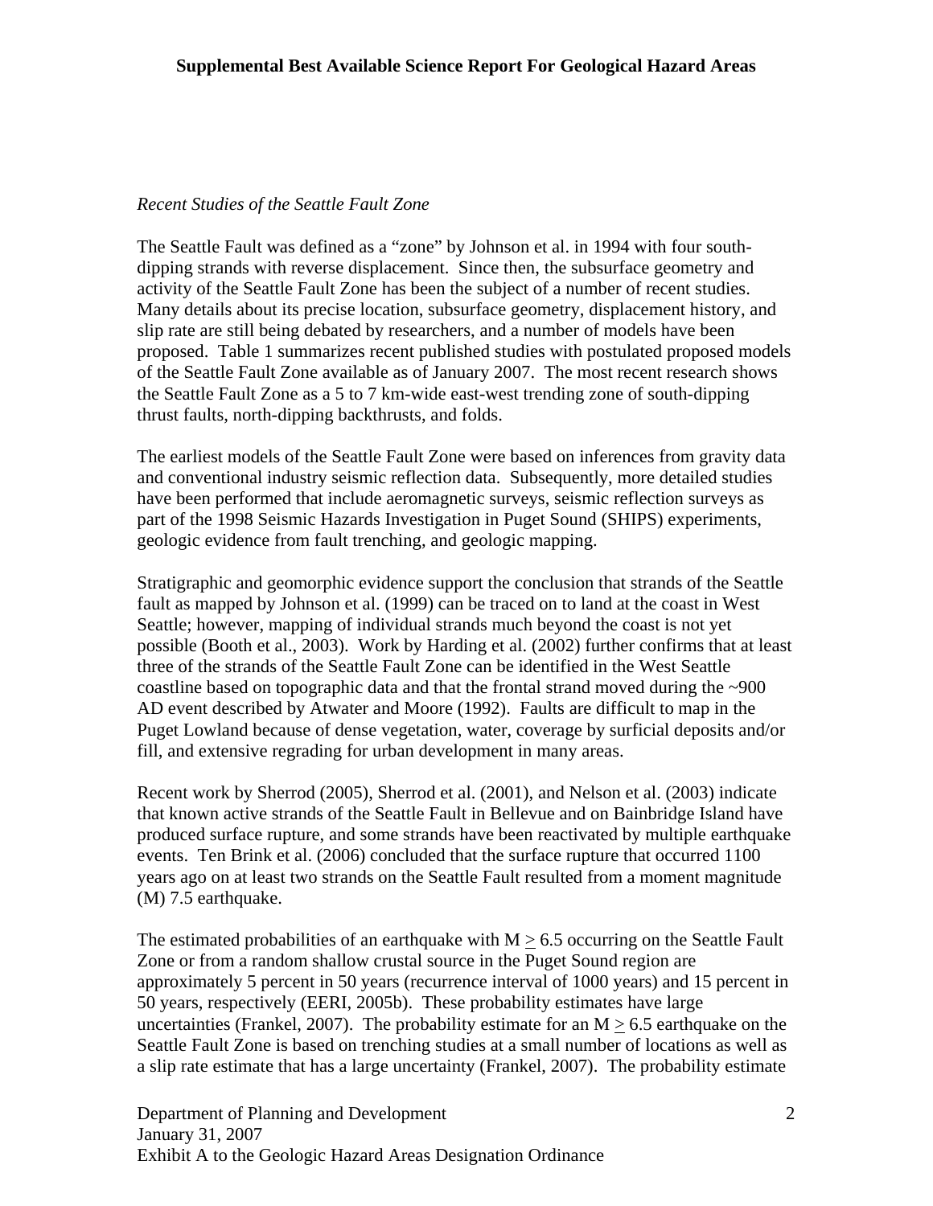*Recent Studies of the Seattle Fault Zone*

The Seattle Fault was defined as a “zone” by Johnson et al. in 1994 with four south-dipping strands with reverse displacement. Since then, the subsurface geometry and activity of the Seattle Fault Zone has been the subject of a number of recent studies. Many details about its precise location, subsurface geometry, displacement history, and slip rate are still being debated by researchers, and a number of models have been proposed. Table 1 summarizes recent published studies with postulated proposed models of the Seattle Fault Zone available as of January 2007. The most recent research shows the Seattle Fault Zone as a 5 to 7 km-wide east-west trending zone of south-dipping thrust faults, north-dipping backthrusts, and folds.

The earliest models of the Seattle Fault Zone were based on inferences from gravity data and conventional industry seismic reflection data. Subsequently, more detailed studies have been performed that include aeromagnetic surveys, seismic reflection surveys as part of the 1998 Seismic Hazards Investigation in Puget Sound (SHIPS) experiments, geologic evidence from fault trenching, and geologic mapping.

Stratigraphic and geomorphic evidence support the conclusion that strands of the Seattle fault as mapped by Johnson et al. (1999) can be traced on to land at the coast in West Seattle; however, mapping of individual strands much beyond the coast is not yet possible (Booth et al., 2003). Work by Harding et al. (2002) further confirms that at least three of the strands of the Seattle Fault Zone can be identified in the West Seattle coastline based on topographic data and that the frontal strand moved during the ~900 AD event described by Atwater and Moore (1992). Faults are difficult to map in the Puget Lowland because of dense vegetation, water, coverage by surficial deposits and/or fill, and extensive regrading for urban development in many areas.

Recent work by Sherrod (2005), Sherrod et al. (2001), and Nelson et al. (2003) indicate that known active strands of the Seattle Fault in Bellevue and on Bainbridge Island have produced surface rupture, and some strands have been reactivated by multiple earthquake events. Ten Brink et al. (2006) concluded that the surface rupture that occurred 1100 years ago on at least two strands on the Seattle Fault resulted from a moment magnitude (M) 7.5 earthquake.

The estimated probabilities of an earthquake with $M \geq 6.5$ occurring on the Seattle Fault Zone or from a random shallow crustal source in the Puget Sound region are approximately 5 percent in 50 years (recurrence interval of 1000 years) and 15 percent in 50 years, respectively (EERI, 2005b). These probability estimates have large uncertainties (Frankel, 2007). The probability estimate for an $M \geq 6.5$ earthquake on the Seattle Fault Zone is based on trenching studies at a small number of locations as well as a slip rate estimate that has a large uncertainty (Frankel, 2007). The probability estimate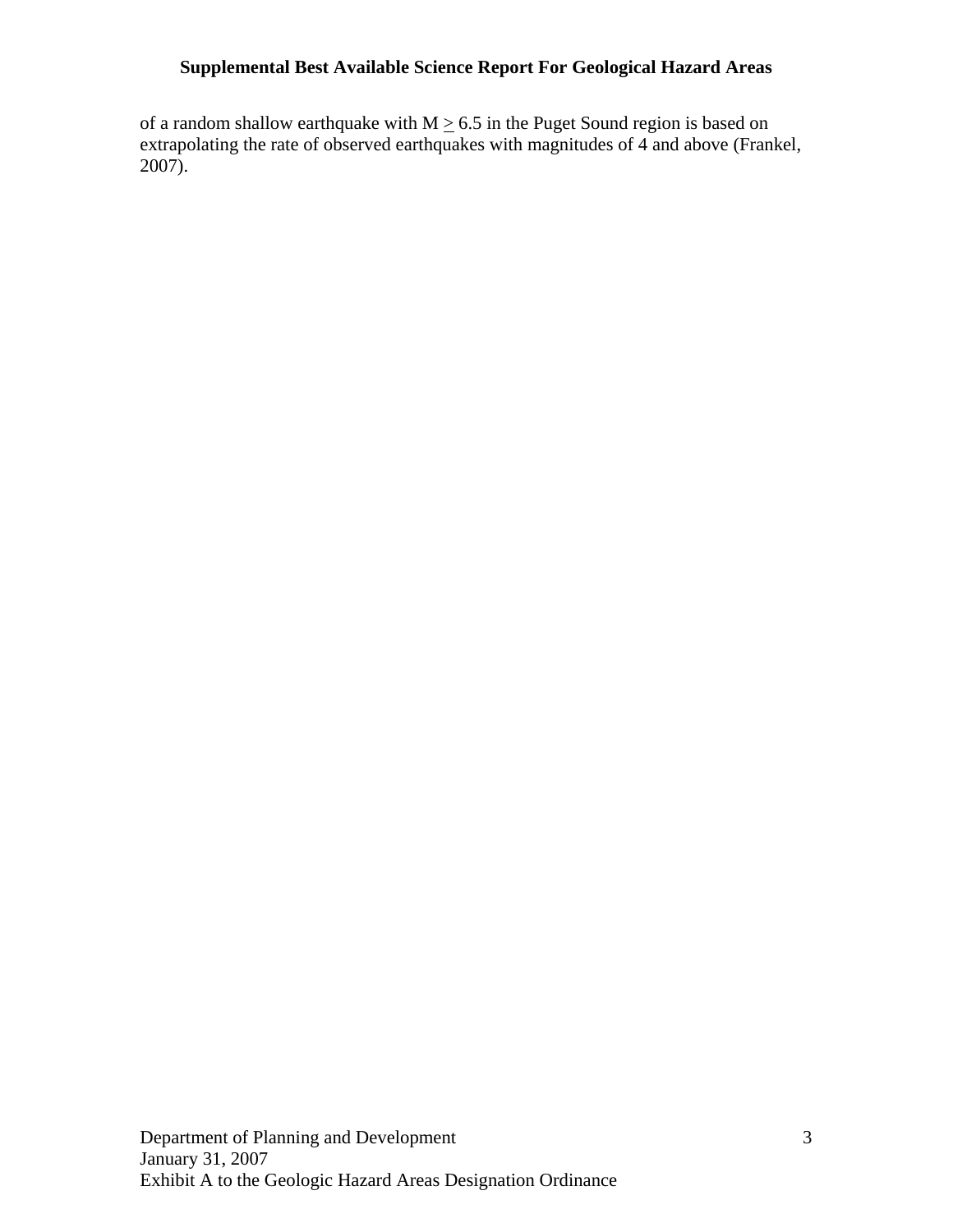of a random shallow earthquake with $M \geq 6.5$ in the Puget Sound region is based on extrapolating the rate of observed earthquakes with magnitudes of 4 and above (Frankel, 2007).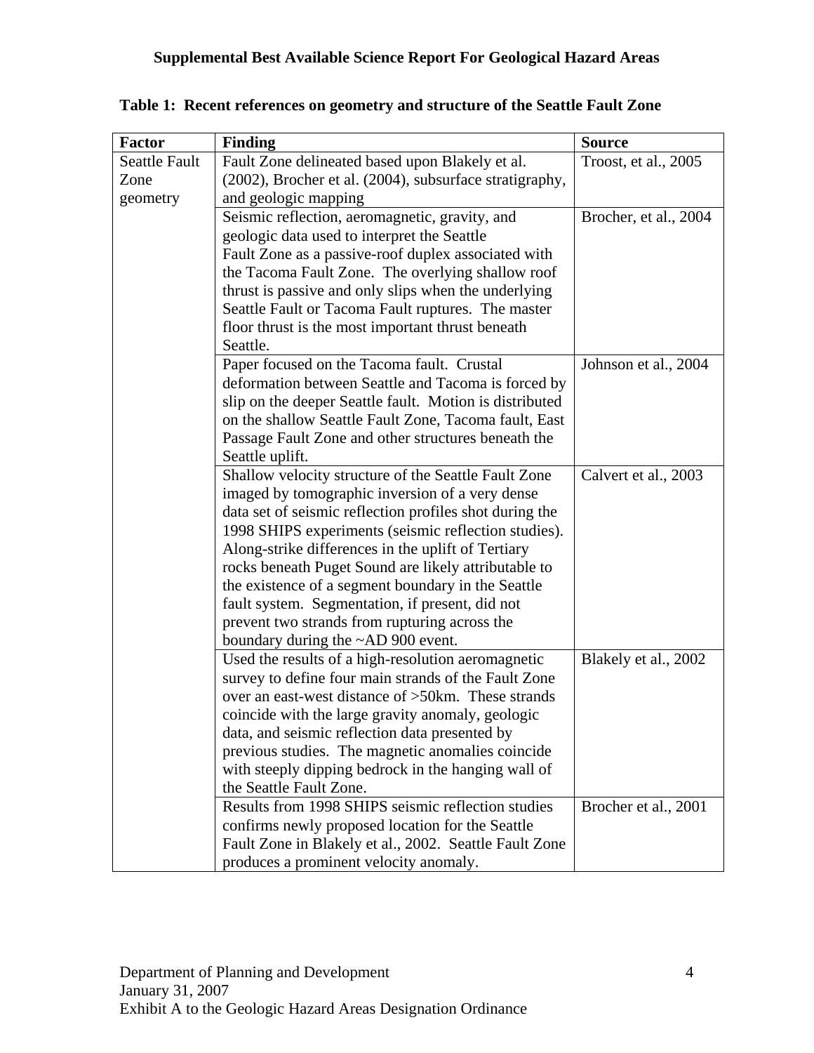**Table 1: Recent references on geometry and structure of the Seattle Fault Zone**

| Factor | Finding | Source |
|---|---|---|
| Seattle Fault Zone geometry | Fault Zone delineated based upon Blakely et al. (2002), Brocher et al. (2004), subsurface stratigraphy, and geologic mapping | Troost, et al., 2005 |
| | Seismic reflection, aeromagnetic, gravity, and geologic data used to interpret the Seattle Fault Zone as a passive-roof duplex associated with the Tacoma Fault Zone. The overlying shallow roof thrust is passive and only slips when the underlying Seattle Fault or Tacoma Fault ruptures. The master floor thrust is the most important thrust beneath Seattle. | Brocher, et al., 2004 |
| | Paper focused on the Tacoma fault. Crustal deformation between Seattle and Tacoma is forced by slip on the deeper Seattle fault. Motion is distributed on the shallow Seattle Fault Zone, Tacoma fault, East Passage Fault Zone and other structures beneath the Seattle uplift. | Johnson et al., 2004 |
| | Shallow velocity structure of the Seattle Fault Zone imaged by tomographic inversion of a very dense data set of seismic reflection profiles shot during the 1998 SHIPS experiments (seismic reflection studies). Along-strike differences in the uplift of Tertiary rocks beneath Puget Sound are likely attributable to the existence of a segment boundary in the Seattle fault system. Segmentation, if present, did not prevent two strands from rupturing across the boundary during the ~AD 900 event. | Calvert et al., 2003 |
| | Used the results of a high-resolution aeromagnetic survey to define four main strands of the Fault Zone over an east-west distance of >50km. These strands coincide with the large gravity anomaly, geologic data, and seismic reflection data presented by previous studies. The magnetic anomalies coincide with steeply dipping bedrock in the hanging wall of the Seattle Fault Zone. | Blakely et al., 2002 |
| | Results from 1998 SHIPS seismic reflection studies confirms newly proposed location for the Seattle Fault Zone in Blakely et al., 2002. Seattle Fault Zone produces a prominent velocity anomaly. | Brocher et al., 2001 |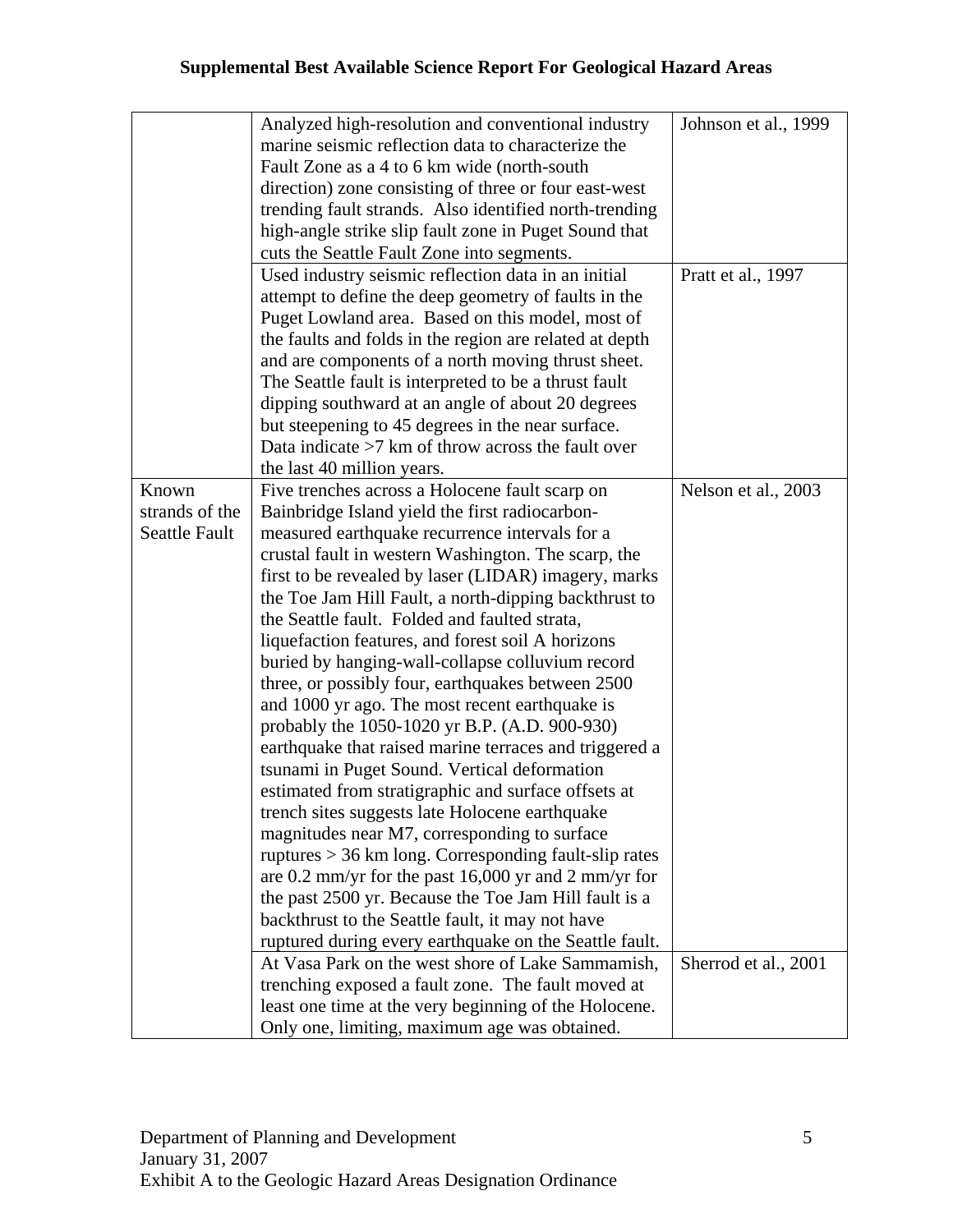| | | |
|---|---|---|
| | Analyzed high-resolution and conventional industry marine seismic reflection data to characterize the Fault Zone as a 4 to 6 km wide (north-south direction) zone consisting of three or four east-west trending fault strands. Also identified north-trending high-angle strike slip fault zone in Puget Sound that cuts the Seattle Fault Zone into segments. | Johnson et al., 1999 |
| | Used industry seismic reflection data in an initial attempt to define the deep geometry of faults in the Puget Lowland area. Based on this model, most of the faults and folds in the region are related at depth and are components of a north moving thrust sheet. The Seattle fault is interpreted to be a thrust fault dipping southward at an angle of about 20 degrees but steepening to 45 degrees in the near surface. Data indicate >7 km of throw across the fault over the last 40 million years. | Pratt et al., 1997 |
| Known strands of the Seattle Fault | Five trenches across a Holocene fault scarp on Bainbridge Island yield the first radiocarbon-measured earthquake recurrence intervals for a crustal fault in western Washington. The scarp, the first to be revealed by laser (LIDAR) imagery, marks the Toe Jam Hill Fault, a north-dipping backthrust to the Seattle fault. Folded and faulted strata, liquefaction features, and forest soil A horizons buried by hanging-wall-collapse colluvium record three, or possibly four, earthquakes between 2500 and 1000 yr ago. The most recent earthquake is probably the 1050-1020 yr B.P. (A.D. 900-930) earthquake that raised marine terraces and triggered a tsunami in Puget Sound. Vertical deformation estimated from stratigraphic and surface offsets at trench sites suggests late Holocene earthquake magnitudes near M7, corresponding to surface ruptures > 36 km long. Corresponding fault-slip rates are 0.2 mm/yr for the past 16,000 yr and 2 mm/yr for the past 2500 yr. Because the Toe Jam Hill fault is a backthrust to the Seattle fault, it may not have ruptured during every earthquake on the Seattle fault. | Nelson et al., 2003 |
| | At Vasa Park on the west shore of Lake Sammamish, trenching exposed a fault zone. The fault moved at least one time at the very beginning of the Holocene. Only one, limiting, maximum age was obtained. | Sherrod et al., 2001 |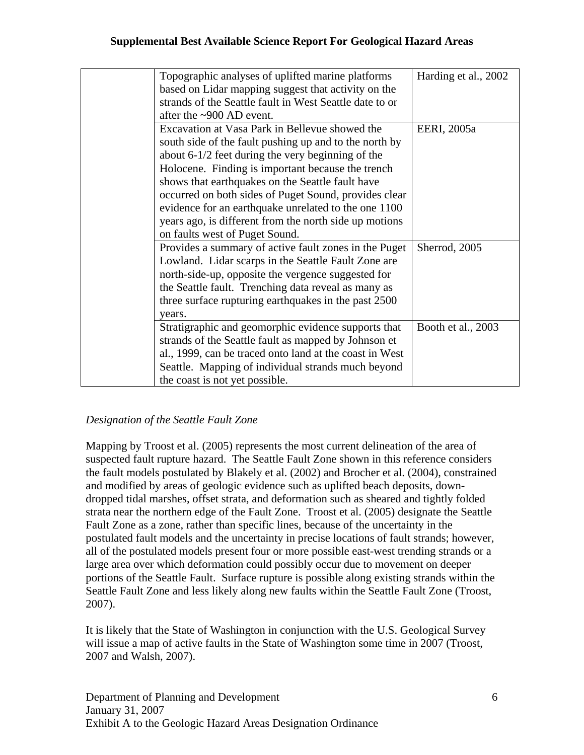| | | |
|---|---|---|
| | Topographic analyses of uplifted marine platforms based on Lidar mapping suggest that activity on the strands of the Seattle fault in West Seattle date to or after the ~900 AD event. | Harding et al., 2002 |
| | Excavation at Vasa Park in Bellevue showed the south side of the fault pushing up and to the north by about 6-1/2 feet during the very beginning of the Holocene. Finding is important because the trench shows that earthquakes on the Seattle fault have occurred on both sides of Puget Sound, provides clear evidence for an earthquake unrelated to the one 1100 years ago, is different from the north side up motions on faults west of Puget Sound. | EERI, 2005a |
| | Provides a summary of active fault zones in the Puget Lowland. Lidar scarps in the Seattle Fault Zone are north-side-up, opposite the vergence suggested for the Seattle fault. Trenching data reveal as many as three surface rupturing earthquakes in the past 2500 years. | Sherrod, 2005 |
| | Stratigraphic and geomorphic evidence supports that strands of the Seattle fault as mapped by Johnson et al., 1999, can be traced onto land at the coast in West Seattle. Mapping of individual strands much beyond the coast is not yet possible. | Booth et al., 2003 |

*Designation of the Seattle Fault Zone*

Mapping by Troost et al. (2005) represents the most current delineation of the area of suspected fault rupture hazard. The Seattle Fault Zone shown in this reference considers the fault models postulated by Blakely et al. (2002) and Brocher et al. (2004), constrained and modified by areas of geologic evidence such as uplifted beach deposits, down-dropped tidal marshes, offset strata, and deformation such as sheared and tightly folded strata near the northern edge of the Fault Zone. Troost et al. (2005) designate the Seattle Fault Zone as a zone, rather than specific lines, because of the uncertainty in the postulated fault models and the uncertainty in precise locations of fault strands; however, all of the postulated models present four or more possible east-west trending strands or a large area over which deformation could possibly occur due to movement on deeper portions of the Seattle Fault. Surface rupture is possible along existing strands within the Seattle Fault Zone and less likely along new faults within the Seattle Fault Zone (Troost, 2007).

It is likely that the State of Washington in conjunction with the U.S. Geological Survey will issue a map of active faults in the State of Washington some time in 2007 (Troost, 2007 and Walsh, 2007).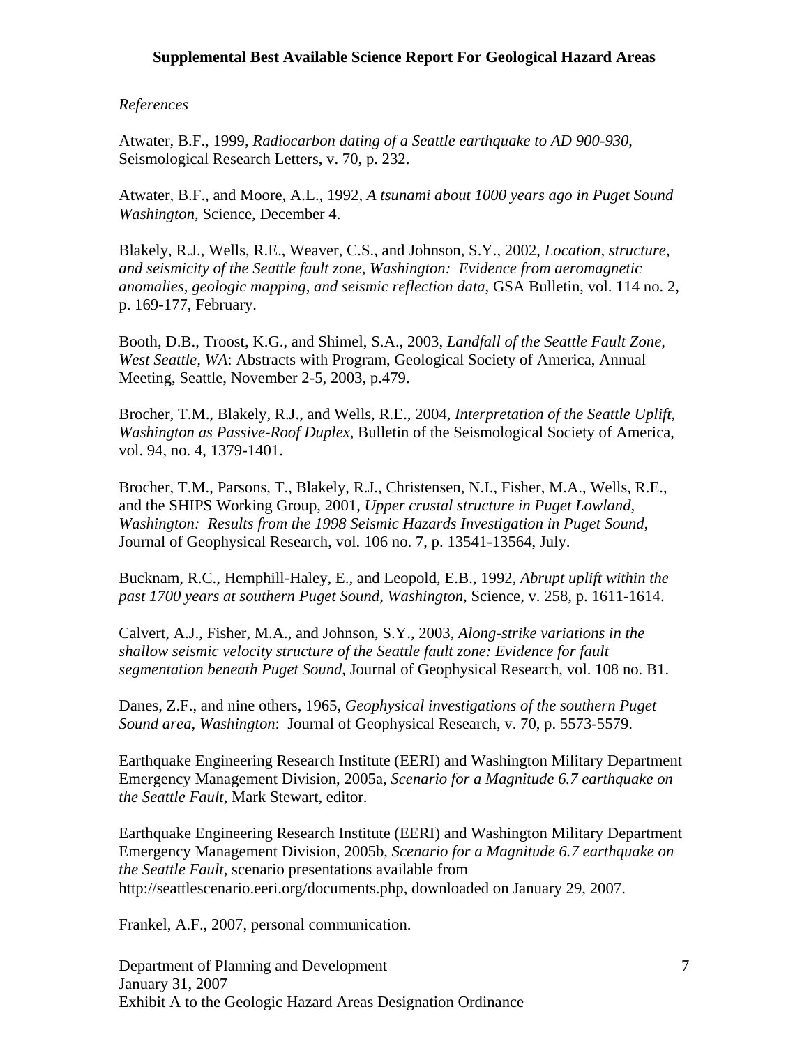*References*

Atwater, B.F., 1999, *Radiocarbon dating of a Seattle earthquake to AD 900-930*, Seismological Research Letters, v. 70, p. 232.

Atwater, B.F., and Moore, A.L., 1992, *A tsunami about 1000 years ago in Puget Sound Washington*, Science, December 4.

Blakely, R.J., Wells, R.E., Weaver, C.S., and Johnson, S.Y., 2002, *Location, structure, and seismicity of the Seattle fault zone, Washington: Evidence from aeromagnetic anomalies, geologic mapping, and seismic reflection data*, GSA Bulletin, vol. 114 no. 2, p. 169-177, February.

Booth, D.B., Troost, K.G., and Shimel, S.A., 2003, *Landfall of the Seattle Fault Zone, West Seattle, WA*: Abstracts with Program, Geological Society of America, Annual Meeting, Seattle, November 2-5, 2003, p.479.

Brocher, T.M., Blakely, R.J., and Wells, R.E., 2004, *Interpretation of the Seattle Uplift, Washington as Passive-Roof Duplex*, Bulletin of the Seismological Society of America, vol. 94, no. 4, 1379-1401.

Brocher, T.M., Parsons, T., Blakely, R.J., Christensen, N.I., Fisher, M.A., Wells, R.E., and the SHIPS Working Group, 2001, *Upper crustal structure in Puget Lowland, Washington: Results from the 1998 Seismic Hazards Investigation in Puget Sound*, Journal of Geophysical Research, vol. 106 no. 7, p. 13541-13564, July.

Bucknam, R.C., Hemphill-Haley, E., and Leopold, E.B., 1992, *Abrupt uplift within the past 1700 years at southern Puget Sound, Washington*, Science, v. 258, p. 1611-1614.

Calvert, A.J., Fisher, M.A., and Johnson, S.Y., 2003, *Along-strike variations in the shallow seismic velocity structure of the Seattle fault zone: Evidence for fault segmentation beneath Puget Sound*, Journal of Geophysical Research, vol. 108 no. B1.

Danes, Z.F., and nine others, 1965, *Geophysical investigations of the southern Puget Sound area, Washington*: Journal of Geophysical Research, v. 70, p. 5573-5579.

Earthquake Engineering Research Institute (EERI) and Washington Military Department Emergency Management Division, 2005a, *Scenario for a Magnitude 6.7 earthquake on the Seattle Fault*, Mark Stewart, editor.

Earthquake Engineering Research Institute (EERI) and Washington Military Department Emergency Management Division, 2005b, *Scenario for a Magnitude 6.7 earthquake on the Seattle Fault*, scenario presentations available from http://seattlescenario.eeri.org/documents.php, downloaded on January 29, 2007.

Frankel, A.F., 2007, personal communication.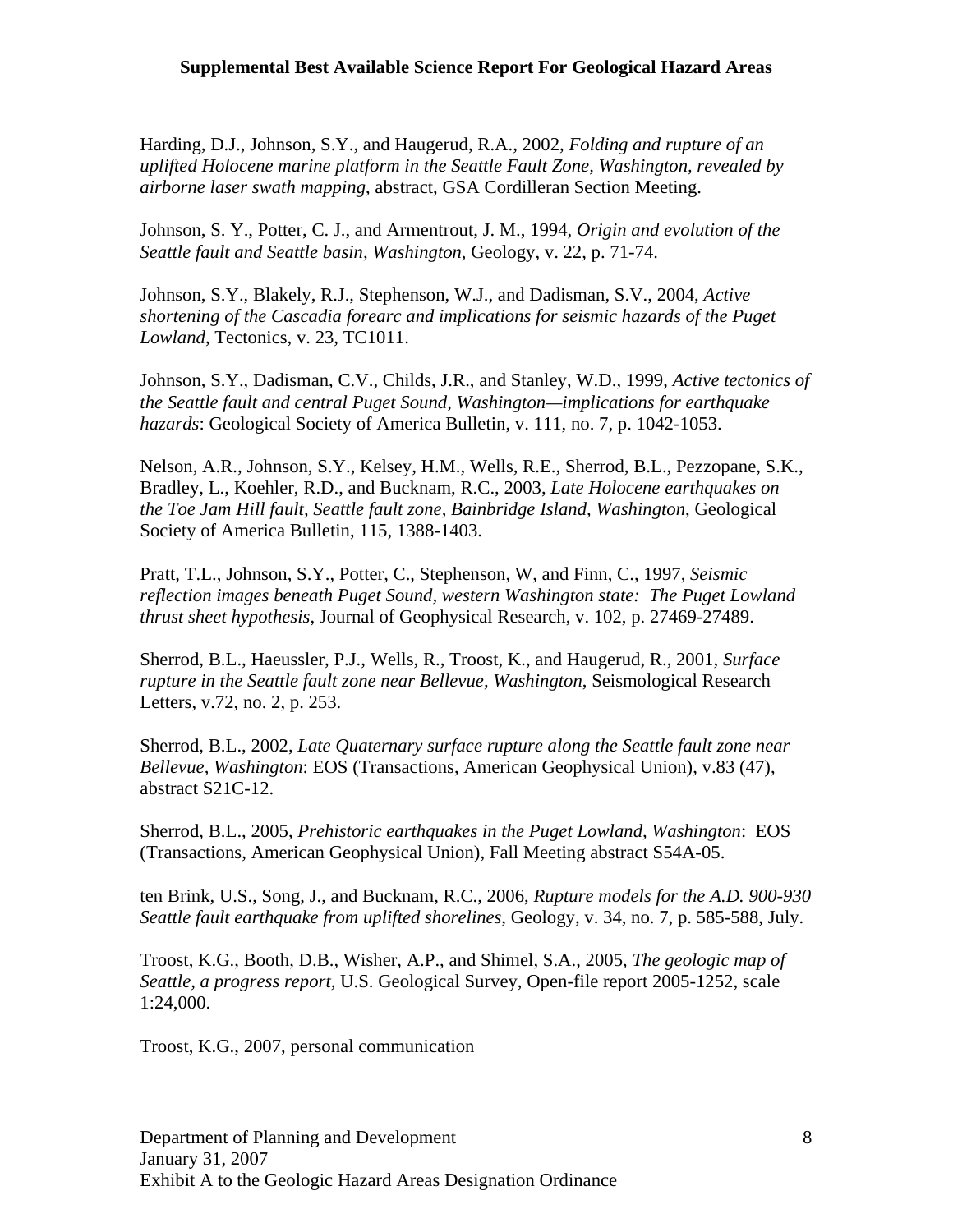Harding, D.J., Johnson, S.Y., and Haugerud, R.A., 2002, *Folding and rupture of an uplifted Holocene marine platform in the Seattle Fault Zone, Washington, revealed by airborne laser swath mapping*, abstract, GSA Cordilleran Section Meeting.

Johnson, S. Y., Potter, C. J., and Armentrout, J. M., 1994, *Origin and evolution of the Seattle fault and Seattle basin, Washington*, Geology, v. 22, p. 71-74.

Johnson, S.Y., Blakely, R.J., Stephenson, W.J., and Dadisman, S.V., 2004, *Active shortening of the Cascadia forearc and implications for seismic hazards of the Puget Lowland*, Tectonics, v. 23, TC1011.

Johnson, S.Y., Dadisman, C.V., Childs, J.R., and Stanley, W.D., 1999, *Active tectonics of the Seattle fault and central Puget Sound, Washington—implications for earthquake hazards*: Geological Society of America Bulletin, v. 111, no. 7, p. 1042-1053.

Nelson, A.R., Johnson, S.Y., Kelsey, H.M., Wells, R.E., Sherrod, B.L., Pezzopane, S.K., Bradley, L., Koehler, R.D., and Bucknam, R.C., 2003, *Late Holocene earthquakes on the Toe Jam Hill fault, Seattle fault zone, Bainbridge Island, Washington*, Geological Society of America Bulletin, 115, 1388-1403.

Pratt, T.L., Johnson, S.Y., Potter, C., Stephenson, W, and Finn, C., 1997, *Seismic reflection images beneath Puget Sound, western Washington state: The Puget Lowland thrust sheet hypothesis*, Journal of Geophysical Research, v. 102, p. 27469-27489.

Sherrod, B.L., Haeussler, P.J., Wells, R., Troost, K., and Haugerud, R., 2001, *Surface rupture in the Seattle fault zone near Bellevue, Washington*, Seismological Research Letters, v.72, no. 2, p. 253.

Sherrod, B.L., 2002, *Late Quaternary surface rupture along the Seattle fault zone near Bellevue, Washington*: EOS (Transactions, American Geophysical Union), v.83 (47), abstract S21C-12.

Sherrod, B.L., 2005, *Prehistoric earthquakes in the Puget Lowland, Washington*: EOS (Transactions, American Geophysical Union), Fall Meeting abstract S54A-05.

ten Brink, U.S., Song, J., and Bucknam, R.C., 2006, *Rupture models for the A.D. 900-930 Seattle fault earthquake from uplifted shorelines*, Geology, v. 34, no. 7, p. 585-588, July.

Troost, K.G., Booth, D.B., Wisher, A.P., and Shimel, S.A., 2005, *The geologic map of Seattle, a progress report*, U.S. Geological Survey, Open-file report 2005-1252, scale 1:24,000.

Troost, K.G., 2007, personal communication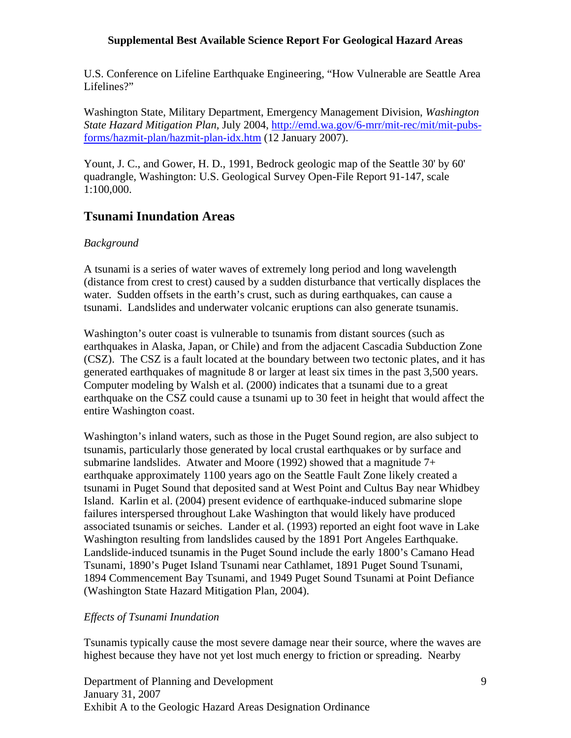U.S. Conference on Lifeline Earthquake Engineering, "How Vulnerable are Seattle Area Lifelines?"

Washington State, Military Department, Emergency Management Division, *Washington State Hazard Mitigation Plan*, July 2004, http://emd.wa.gov/6-mrr/mit-rec/mit/mit-pubs-forms/hazmit-plan/hazmit-plan-idx.htm (12 January 2007).

Yount, J. C., and Gower, H. D., 1991, Bedrock geologic map of the Seattle 30' by 60' quadrangle, Washington: U.S. Geological Survey Open-File Report 91-147, scale 1:100,000.

## Tsunami Inundation Areas

*Background*

A tsunami is a series of water waves of extremely long period and long wavelength (distance from crest to crest) caused by a sudden disturbance that vertically displaces the water. Sudden offsets in the earth's crust, such as during earthquakes, can cause a tsunami. Landslides and underwater volcanic eruptions can also generate tsunamis.

Washington's outer coast is vulnerable to tsunamis from distant sources (such as earthquakes in Alaska, Japan, or Chile) and from the adjacent Cascadia Subduction Zone (CSZ). The CSZ is a fault located at the boundary between two tectonic plates, and it has generated earthquakes of magnitude 8 or larger at least six times in the past 3,500 years. Computer modeling by Walsh et al. (2000) indicates that a tsunami due to a great earthquake on the CSZ could cause a tsunami up to 30 feet in height that would affect the entire Washington coast.

Washington's inland waters, such as those in the Puget Sound region, are also subject to tsunamis, particularly those generated by local crustal earthquakes or by surface and submarine landslides. Atwater and Moore (1992) showed that a magnitude 7+ earthquake approximately 1100 years ago on the Seattle Fault Zone likely created a tsunami in Puget Sound that deposited sand at West Point and Cultus Bay near Whidbey Island. Karlin et al. (2004) present evidence of earthquake-induced submarine slope failures interspersed throughout Lake Washington that would likely have produced associated tsunamis or seiches. Lander et al. (1993) reported an eight foot wave in Lake Washington resulting from landslides caused by the 1891 Port Angeles Earthquake. Landslide-induced tsunamis in the Puget Sound include the early 1800's Camano Head Tsunami, 1890's Puget Island Tsunami near Cathlamet, 1891 Puget Sound Tsunami, 1894 Commencement Bay Tsunami, and 1949 Puget Sound Tsunami at Point Defiance (Washington State Hazard Mitigation Plan, 2004).

*Effects of Tsunami Inundation*

Tsunamis typically cause the most severe damage near their source, where the waves are highest because they have not yet lost much energy to friction or spreading. Nearby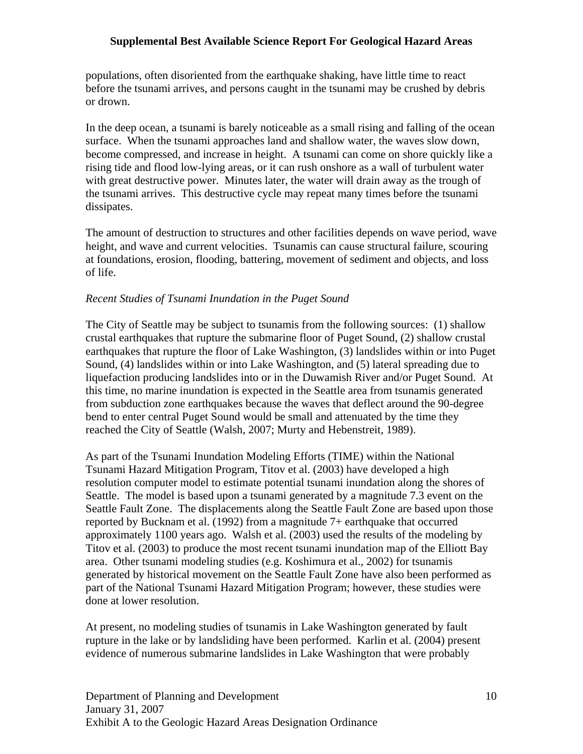populations, often disoriented from the earthquake shaking, have little time to react before the tsunami arrives, and persons caught in the tsunami may be crushed by debris or drown.

In the deep ocean, a tsunami is barely noticeable as a small rising and falling of the ocean surface. When the tsunami approaches land and shallow water, the waves slow down, become compressed, and increase in height. A tsunami can come on shore quickly like a rising tide and flood low-lying areas, or it can rush onshore as a wall of turbulent water with great destructive power. Minutes later, the water will drain away as the trough of the tsunami arrives. This destructive cycle may repeat many times before the tsunami dissipates.

The amount of destruction to structures and other facilities depends on wave period, wave height, and wave and current velocities. Tsunamis can cause structural failure, scouring at foundations, erosion, flooding, battering, movement of sediment and objects, and loss of life.

*Recent Studies of Tsunami Inundation in the Puget Sound*

The City of Seattle may be subject to tsunamis from the following sources: (1) shallow crustal earthquakes that rupture the submarine floor of Puget Sound, (2) shallow crustal earthquakes that rupture the floor of Lake Washington, (3) landslides within or into Puget Sound, (4) landslides within or into Lake Washington, and (5) lateral spreading due to liquefaction producing landslides into or in the Duwamish River and/or Puget Sound. At this time, no marine inundation is expected in the Seattle area from tsunamis generated from subduction zone earthquakes because the waves that deflect around the 90-degree bend to enter central Puget Sound would be small and attenuated by the time they reached the City of Seattle (Walsh, 2007; Murty and Hebenstreit, 1989).

As part of the Tsunami Inundation Modeling Efforts (TIME) within the National Tsunami Hazard Mitigation Program, Titov et al. (2003) have developed a high resolution computer model to estimate potential tsunami inundation along the shores of Seattle. The model is based upon a tsunami generated by a magnitude 7.3 event on the Seattle Fault Zone. The displacements along the Seattle Fault Zone are based upon those reported by Bucknam et al. (1992) from a magnitude 7+ earthquake that occurred approximately 1100 years ago. Walsh et al. (2003) used the results of the modeling by Titov et al. (2003) to produce the most recent tsunami inundation map of the Elliott Bay area. Other tsunami modeling studies (e.g. Koshimura et al., 2002) for tsunamis generated by historical movement on the Seattle Fault Zone have also been performed as part of the National Tsunami Hazard Mitigation Program; however, these studies were done at lower resolution.

At present, no modeling studies of tsunamis in Lake Washington generated by fault rupture in the lake or by landsliding have been performed. Karlin et al. (2004) present evidence of numerous submarine landslides in Lake Washington that were probably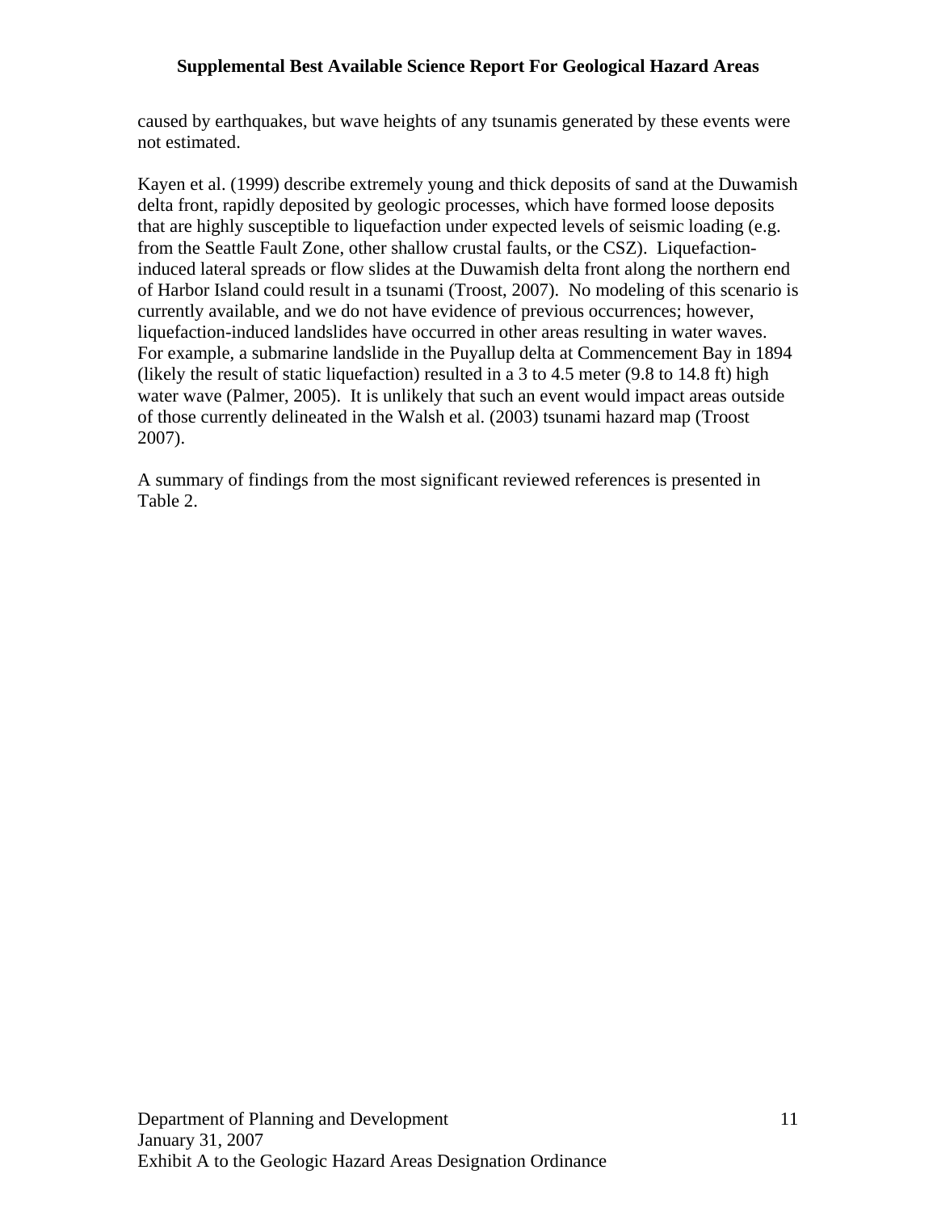caused by earthquakes, but wave heights of any tsunamis generated by these events were not estimated.

Kayen et al. (1999) describe extremely young and thick deposits of sand at the Duwamish delta front, rapidly deposited by geologic processes, which have formed loose deposits that are highly susceptible to liquefaction under expected levels of seismic loading (e.g. from the Seattle Fault Zone, other shallow crustal faults, or the CSZ). Liquefaction-induced lateral spreads or flow slides at the Duwamish delta front along the northern end of Harbor Island could result in a tsunami (Troost, 2007). No modeling of this scenario is currently available, and we do not have evidence of previous occurrences; however, liquefaction-induced landslides have occurred in other areas resulting in water waves. For example, a submarine landslide in the Puyallup delta at Commencement Bay in 1894 (likely the result of static liquefaction) resulted in a 3 to 4.5 meter (9.8 to 14.8 ft) high water wave (Palmer, 2005). It is unlikely that such an event would impact areas outside of those currently delineated in the Walsh et al. (2003) tsunami hazard map (Troost 2007).

A summary of findings from the most significant reviewed references is presented in Table 2.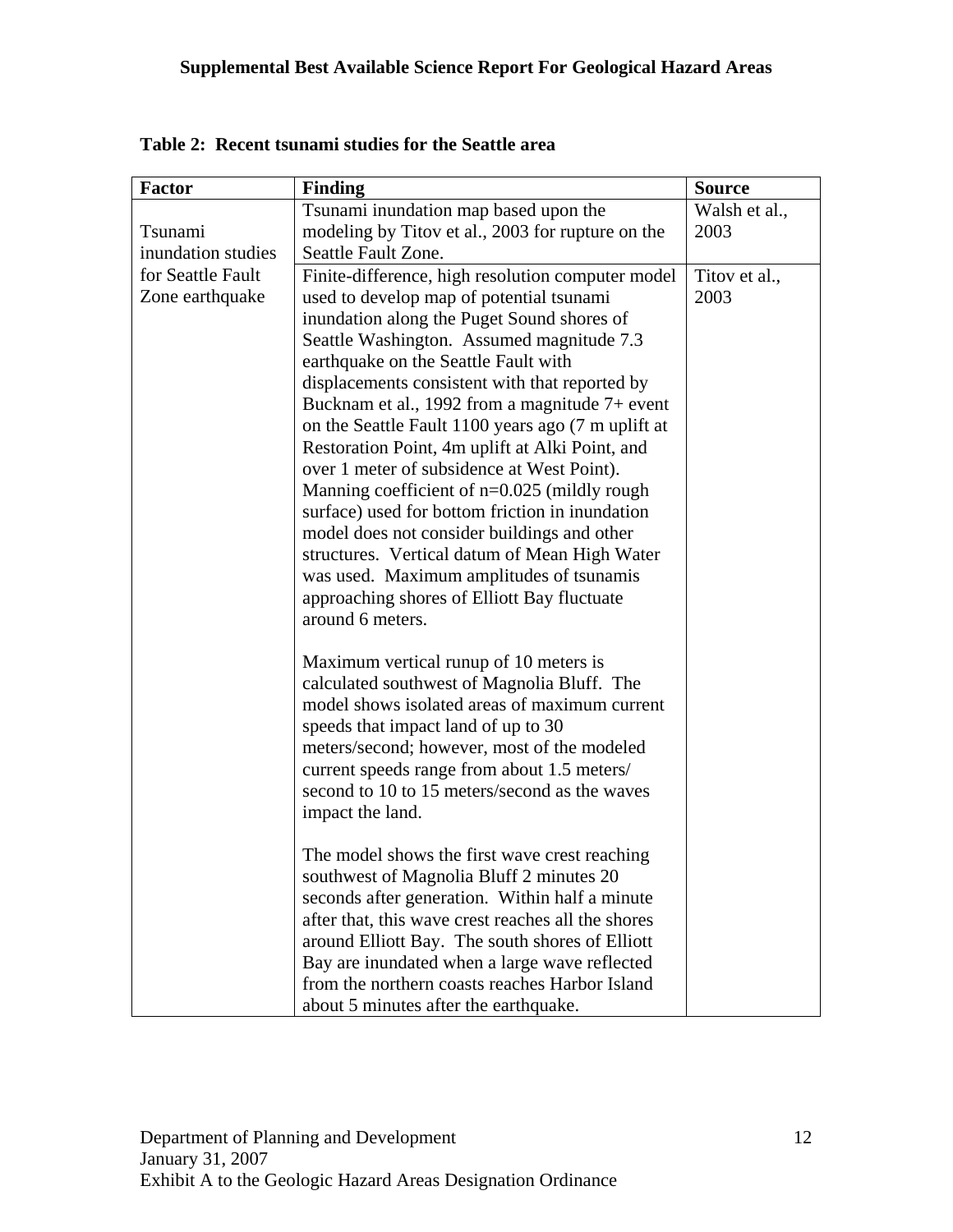**Table 2: Recent tsunami studies for the Seattle area**

| Factor | Finding | Source |
| --- | --- | --- |
| Tsunami inundation studies for Seattle Fault Zone earthquake | Tsunami inundation map based upon the modeling by Titov et al., 2003 for rupture on the Seattle Fault Zone. | Walsh et al., 2003 |
| | Finite-difference, high resolution computer model used to develop map of potential tsunami inundation along the Puget Sound shores of Seattle Washington. Assumed magnitude 7.3 earthquake on the Seattle Fault with displacements consistent with that reported by Bucknam et al., 1992 from a magnitude 7+ event on the Seattle Fault 1100 years ago (7 m uplift at Restoration Point, 4m uplift at Alki Point, and over 1 meter of subsidence at West Point). Manning coefficient of n=0.025 (mildly rough surface) used for bottom friction in inundation model does not consider buildings and other structures. Vertical datum of Mean High Water was used. Maximum amplitudes of tsunamis approaching shores of Elliott Bay fluctuate around 6 meters.<br><br>Maximum vertical runup of 10 meters is calculated southwest of Magnolia Bluff. The model shows isolated areas of maximum current speeds that impact land of up to 30 meters/second; however, most of the modeled current speeds range from about 1.5 meters/ second to 10 to 15 meters/second as the waves impact the land.<br><br>The model shows the first wave crest reaching southwest of Magnolia Bluff 2 minutes 20 seconds after generation. Within half a minute after that, this wave crest reaches all the shores around Elliott Bay. The south shores of Elliott Bay are inundated when a large wave reflected from the northern coasts reaches Harbor Island about 5 minutes after the earthquake. | Titov et al., 2003 |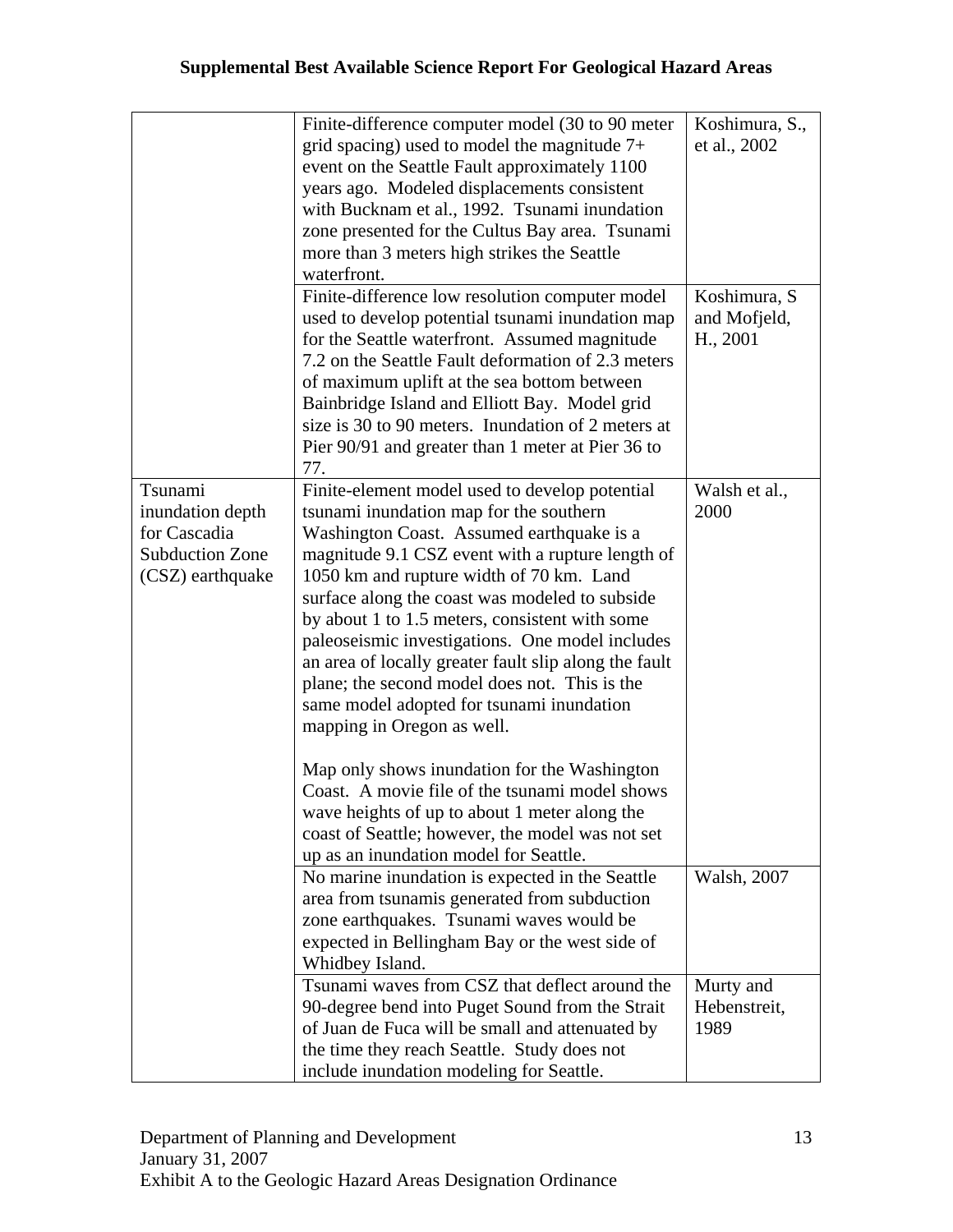|  |  |  |
|---|---|---|
|  | Finite-difference computer model (30 to 90 meter grid spacing) used to model the magnitude 7+ event on the Seattle Fault approximately 1100 years ago. Modeled displacements consistent with Bucknam et al., 1992. Tsunami inundation zone presented for the Cultus Bay area. Tsunami more than 3 meters high strikes the Seattle waterfront. | Koshimura, S., et al., 2002 |
|  | Finite-difference low resolution computer model used to develop potential tsunami inundation map for the Seattle waterfront. Assumed magnitude 7.2 on the Seattle Fault deformation of 2.3 meters of maximum uplift at the sea bottom between Bainbridge Island and Elliott Bay. Model grid size is 30 to 90 meters. Inundation of 2 meters at Pier 90/91 and greater than 1 meter at Pier 36 to 77. | Koshimura, S and Mofjeld, H., 2001 |
| Tsunami inundation depth for Cascadia Subduction Zone (CSZ) earthquake | Finite-element model used to develop potential tsunami inundation map for the southern Washington Coast. Assumed earthquake is a magnitude 9.1 CSZ event with a rupture length of 1050 km and rupture width of 70 km. Land surface along the coast was modeled to subside by about 1 to 1.5 meters, consistent with some paleoseismic investigations. One model includes an area of locally greater fault slip along the fault plane; the second model does not. This is the same model adopted for tsunami inundation mapping in Oregon as well.<br><br>Map only shows inundation for the Washington Coast. A movie file of the tsunami model shows wave heights of up to about 1 meter along the coast of Seattle; however, the model was not set up as an inundation model for Seattle. | Walsh et al., 2000 |
|  | No marine inundation is expected in the Seattle area from tsunamis generated from subduction zone earthquakes. Tsunami waves would be expected in Bellingham Bay or the west side of Whidbey Island. | Walsh, 2007 |
|  | Tsunami waves from CSZ that deflect around the 90-degree bend into Puget Sound from the Strait of Juan de Fuca will be small and attenuated by the time they reach Seattle. Study does not include inundation modeling for Seattle. | Murty and Hebenstreit, 1989 |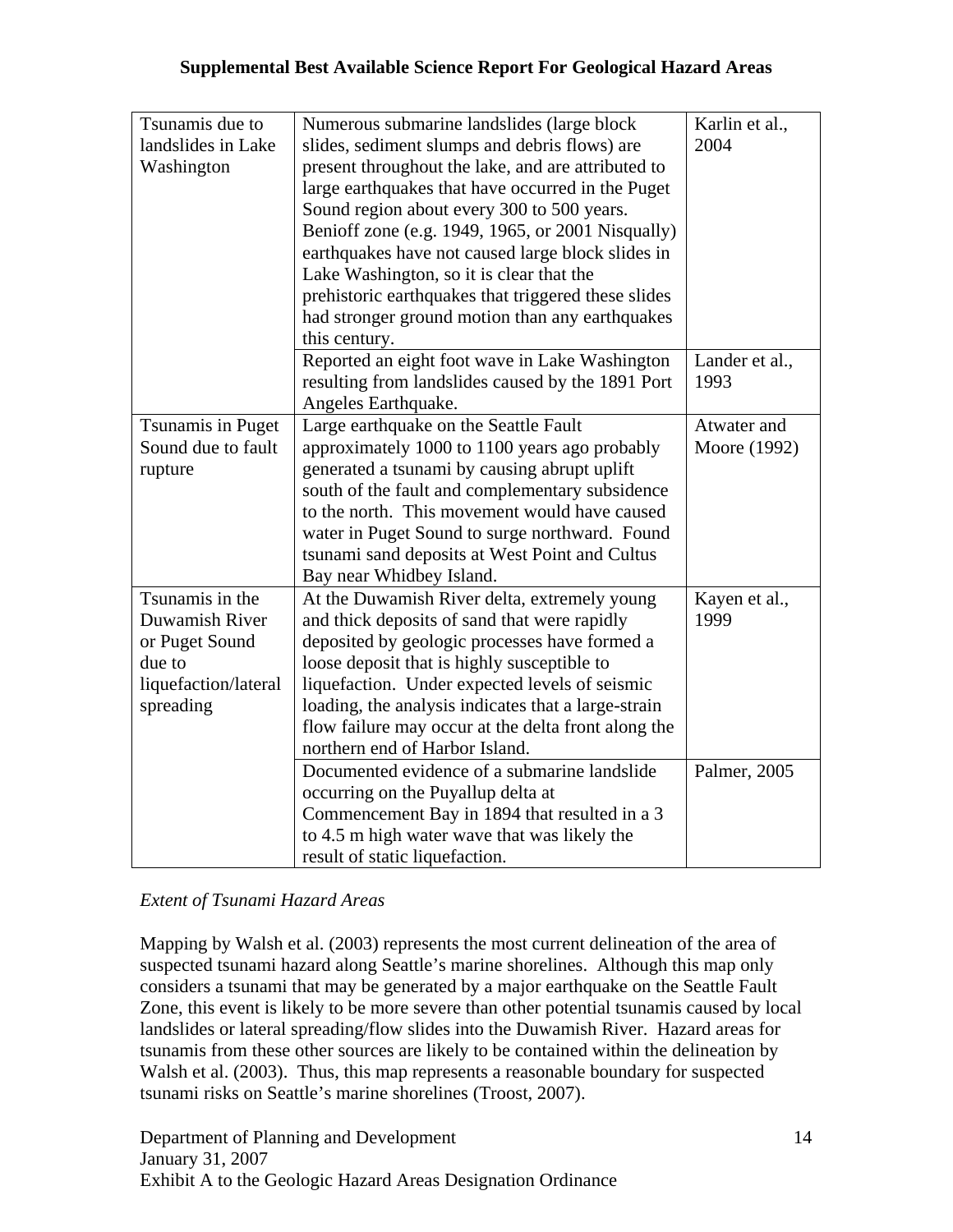| Tsunamis due to landslides in Lake Washington | Numerous submarine landslides (large block slides, sediment slumps and debris flows) are present throughout the lake, and are attributed to large earthquakes that have occurred in the Puget Sound region about every 300 to 500 years. Benioff zone (e.g. 1949, 1965, or 2001 Nisqually) earthquakes have not caused large block slides in Lake Washington, so it is clear that the prehistoric earthquakes that triggered these slides had stronger ground motion than any earthquakes this century. | Karlin et al., 2004 |
|---|---|---|
| | Reported an eight foot wave in Lake Washington resulting from landslides caused by the 1891 Port Angeles Earthquake. | Lander et al., 1993 |
| Tsunamis in Puget Sound due to fault rupture | Large earthquake on the Seattle Fault approximately 1000 to 1100 years ago probably generated a tsunami by causing abrupt uplift south of the fault and complementary subsidence to the north. This movement would have caused water in Puget Sound to surge northward. Found tsunami sand deposits at West Point and Cultus Bay near Whidbey Island. | Atwater and Moore (1992) |
| Tsunamis in the Duwamish River or Puget Sound due to liquefaction/lateral spreading | At the Duwamish River delta, extremely young and thick deposits of sand that were rapidly deposited by geologic processes have formed a loose deposit that is highly susceptible to liquefaction. Under expected levels of seismic loading, the analysis indicates that a large-strain flow failure may occur at the delta front along the northern end of Harbor Island. | Kayen et al., 1999 |
| | Documented evidence of a submarine landslide occurring on the Puyallup delta at Commencement Bay in 1894 that resulted in a 3 to 4.5 m high water wave that was likely the result of static liquefaction. | Palmer, 2005 |

*Extent of Tsunami Hazard Areas*

Mapping by Walsh et al. (2003) represents the most current delineation of the area of suspected tsunami hazard along Seattle's marine shorelines. Although this map only considers a tsunami that may be generated by a major earthquake on the Seattle Fault Zone, this event is likely to be more severe than other potential tsunamis caused by local landslides or lateral spreading/flow slides into the Duwamish River. Hazard areas for tsunamis from these other sources are likely to be contained within the delineation by Walsh et al. (2003). Thus, this map represents a reasonable boundary for suspected tsunami risks on Seattle's marine shorelines (Troost, 2007).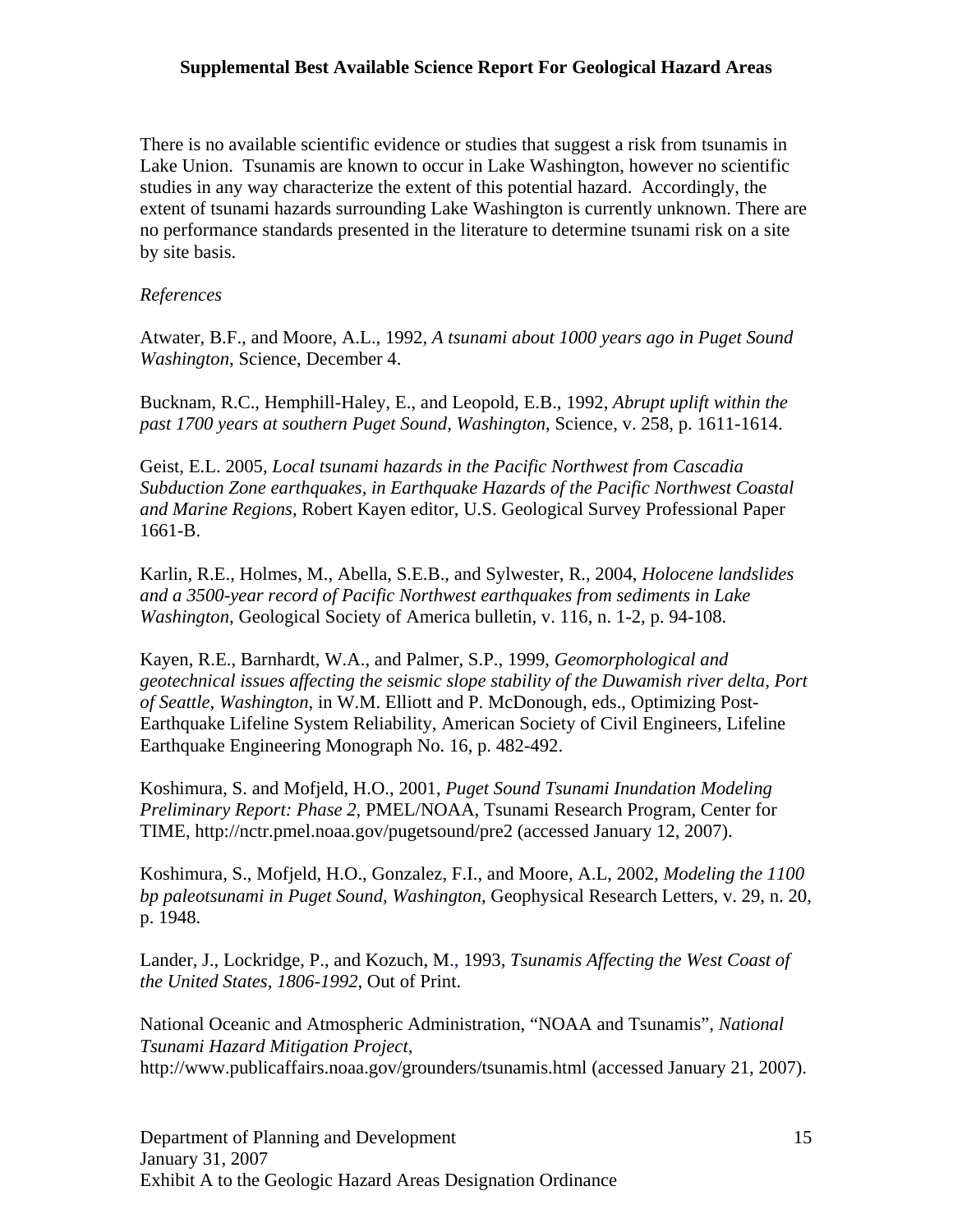There is no available scientific evidence or studies that suggest a risk from tsunamis in Lake Union. Tsunamis are known to occur in Lake Washington, however no scientific studies in any way characterize the extent of this potential hazard. Accordingly, the extent of tsunami hazards surrounding Lake Washington is currently unknown. There are no performance standards presented in the literature to determine tsunami risk on a site by site basis.

*References*

Atwater, B.F., and Moore, A.L., 1992, *A tsunami about 1000 years ago in Puget Sound Washington*, Science, December 4.

Bucknam, R.C., Hemphill-Haley, E., and Leopold, E.B., 1992, *Abrupt uplift within the past 1700 years at southern Puget Sound, Washington*, Science, v. 258, p. 1611-1614.

Geist, E.L. 2005, *Local tsunami hazards in the Pacific Northwest from Cascadia Subduction Zone earthquakes, in Earthquake Hazards of the Pacific Northwest Coastal and Marine Regions*, Robert Kayen editor, U.S. Geological Survey Professional Paper 1661-B.

Karlin, R.E., Holmes, M., Abella, S.E.B., and Sylwester, R., 2004, *Holocene landslides and a 3500-year record of Pacific Northwest earthquakes from sediments in Lake Washington*, Geological Society of America bulletin, v. 116, n. 1-2, p. 94-108.

Kayen, R.E., Barnhardt, W.A., and Palmer, S.P., 1999, *Geomorphological and geotechnical issues affecting the seismic slope stability of the Duwamish river delta, Port of Seattle, Washington*, in W.M. Elliott and P. McDonough, eds., Optimizing Post-Earthquake Lifeline System Reliability, American Society of Civil Engineers, Lifeline Earthquake Engineering Monograph No. 16, p. 482-492.

Koshimura, S. and Mofjeld, H.O., 2001, *Puget Sound Tsunami Inundation Modeling Preliminary Report: Phase 2*, PMEL/NOAA, Tsunami Research Program, Center for TIME, http://nctr.pmel.noaa.gov/pugetsound/pre2 (accessed January 12, 2007).

Koshimura, S., Mofjeld, H.O., Gonzalez, F.I., and Moore, A.L, 2002, *Modeling the 1100 bp paleotsunami in Puget Sound, Washington*, Geophysical Research Letters, v. 29, n. 20, p. 1948.

Lander, J., Lockridge, P., and Kozuch, M., 1993, *Tsunamis Affecting the West Coast of the United States, 1806-1992*, Out of Print.

National Oceanic and Atmospheric Administration, "NOAA and Tsunamis", *National Tsunami Hazard Mitigation Project*, http://www.publicaffairs.noaa.gov/grounders/tsunamis.html (accessed January 21, 2007).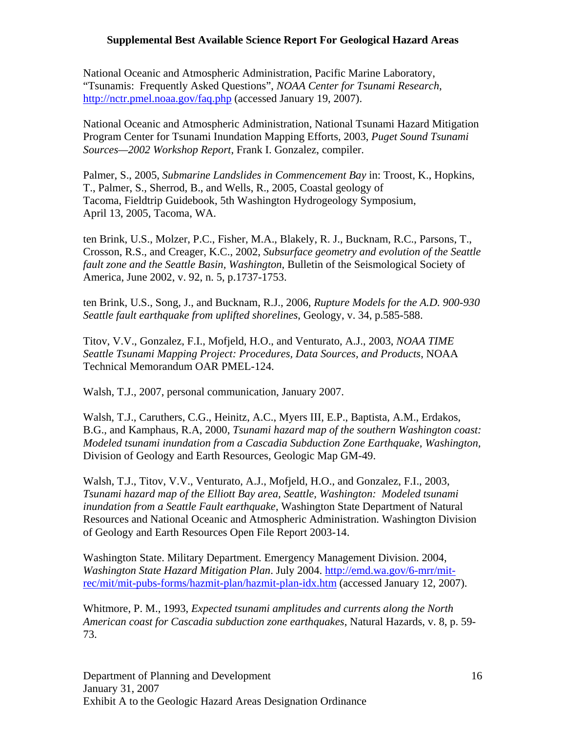National Oceanic and Atmospheric Administration, Pacific Marine Laboratory, "Tsunamis: Frequently Asked Questions", *NOAA Center for Tsunami Research*, http://nctr.pmel.noaa.gov/faq.php (accessed January 19, 2007).

National Oceanic and Atmospheric Administration, National Tsunami Hazard Mitigation Program Center for Tsunami Inundation Mapping Efforts, 2003, *Puget Sound Tsunami Sources—2002 Workshop Report*, Frank I. Gonzalez, compiler.

Palmer, S., 2005, *Submarine Landslides in Commencement Bay* in: Troost, K., Hopkins, T., Palmer, S., Sherrod, B., and Wells, R., 2005, Coastal geology of Tacoma, Fieldtrip Guidebook, 5th Washington Hydrogeology Symposium, April 13, 2005, Tacoma, WA.

ten Brink, U.S., Molzer, P.C., Fisher, M.A., Blakely, R. J., Bucknam, R.C., Parsons, T., Crosson, R.S., and Creager, K.C., 2002, *Subsurface geometry and evolution of the Seattle fault zone and the Seattle Basin, Washington*, Bulletin of the Seismological Society of America, June 2002, v. 92, n. 5, p.1737-1753.

ten Brink, U.S., Song, J., and Bucknam, R.J., 2006, *Rupture Models for the A.D. 900-930 Seattle fault earthquake from uplifted shorelines*, Geology, v. 34, p.585-588.

Titov, V.V., Gonzalez, F.I., Mofjeld, H.O., and Venturato, A.J., 2003, *NOAA TIME Seattle Tsunami Mapping Project: Procedures, Data Sources, and Products*, NOAA Technical Memorandum OAR PMEL-124.

Walsh, T.J., 2007, personal communication, January 2007.

Walsh, T.J., Caruthers, C.G., Heinitz, A.C., Myers III, E.P., Baptista, A.M., Erdakos, B.G., and Kamphaus, R.A, 2000, *Tsunami hazard map of the southern Washington coast: Modeled tsunami inundation from a Cascadia Subduction Zone Earthquake, Washington*, Division of Geology and Earth Resources, Geologic Map GM-49.

Walsh, T.J., Titov, V.V., Venturato, A.J., Mofjeld, H.O., and Gonzalez, F.I., 2003, *Tsunami hazard map of the Elliott Bay area, Seattle, Washington: Modeled tsunami inundation from a Seattle Fault earthquake*, Washington State Department of Natural Resources and National Oceanic and Atmospheric Administration. Washington Division of Geology and Earth Resources Open File Report 2003-14.

Washington State. Military Department. Emergency Management Division. 2004, *Washington State Hazard Mitigation Plan*. July 2004. http://emd.wa.gov/6-mrr/mit-rec/mit/mit-pubs-forms/hazmit-plan/hazmit-plan-idx.htm (accessed January 12, 2007).

Whitmore, P. M., 1993, *Expected tsunami amplitudes and currents along the North American coast for Cascadia subduction zone earthquakes*, Natural Hazards, v. 8, p. 59-73.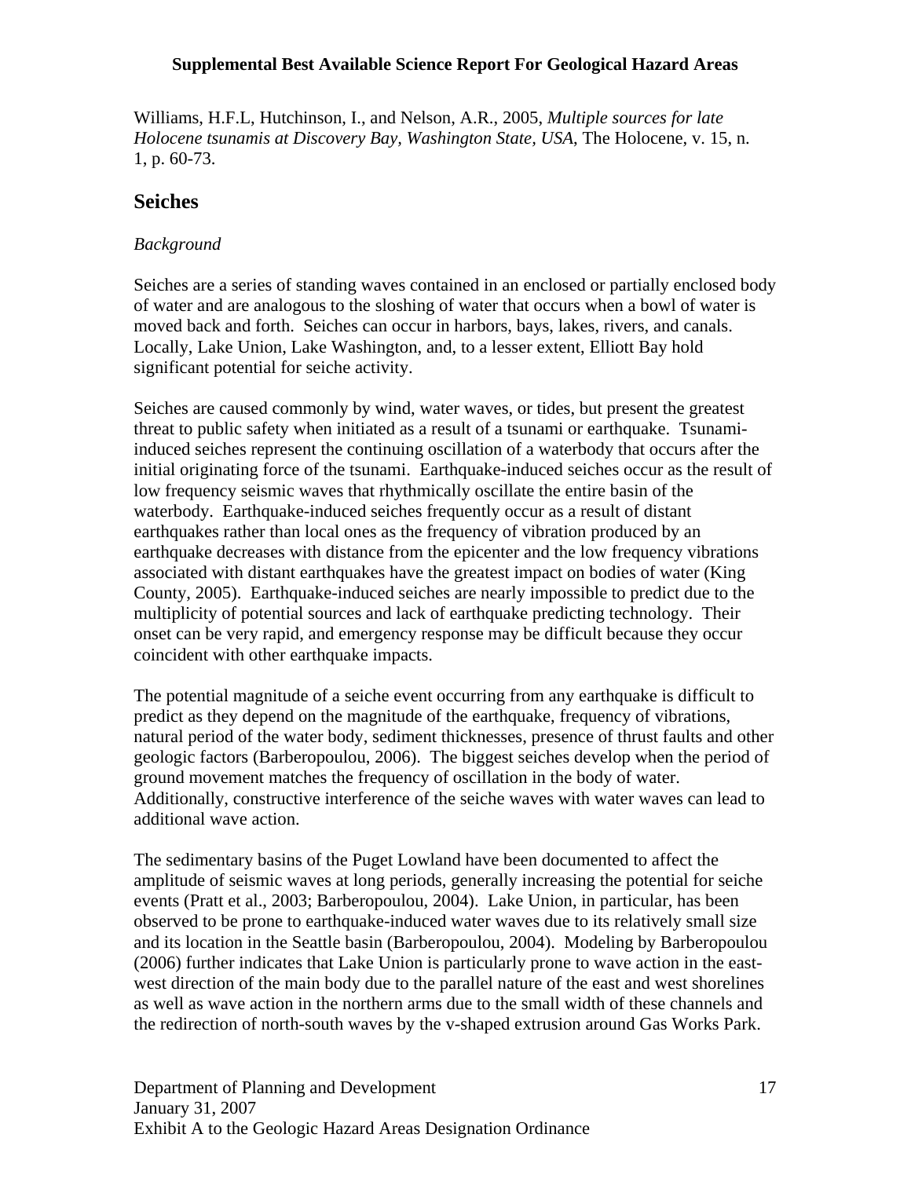Williams, H.F.L, Hutchinson, I., and Nelson, A.R., 2005, *Multiple sources for late Holocene tsunamis at Discovery Bay, Washington State, USA*, The Holocene, v. 15, n. 1, p. 60-73.

## Seiches

*Background*

Seiches are a series of standing waves contained in an enclosed or partially enclosed body of water and are analogous to the sloshing of water that occurs when a bowl of water is moved back and forth. Seiches can occur in harbors, bays, lakes, rivers, and canals. Locally, Lake Union, Lake Washington, and, to a lesser extent, Elliott Bay hold significant potential for seiche activity.

Seiches are caused commonly by wind, water waves, or tides, but present the greatest threat to public safety when initiated as a result of a tsunami or earthquake. Tsunami-induced seiches represent the continuing oscillation of a waterbody that occurs after the initial originating force of the tsunami. Earthquake-induced seiches occur as the result of low frequency seismic waves that rhythmically oscillate the entire basin of the waterbody. Earthquake-induced seiches frequently occur as a result of distant earthquakes rather than local ones as the frequency of vibration produced by an earthquake decreases with distance from the epicenter and the low frequency vibrations associated with distant earthquakes have the greatest impact on bodies of water (King County, 2005). Earthquake-induced seiches are nearly impossible to predict due to the multiplicity of potential sources and lack of earthquake predicting technology. Their onset can be very rapid, and emergency response may be difficult because they occur coincident with other earthquake impacts.

The potential magnitude of a seiche event occurring from any earthquake is difficult to predict as they depend on the magnitude of the earthquake, frequency of vibrations, natural period of the water body, sediment thicknesses, presence of thrust faults and other geologic factors (Barberopoulou, 2006). The biggest seiches develop when the period of ground movement matches the frequency of oscillation in the body of water. Additionally, constructive interference of the seiche waves with water waves can lead to additional wave action.

The sedimentary basins of the Puget Lowland have been documented to affect the amplitude of seismic waves at long periods, generally increasing the potential for seiche events (Pratt et al., 2003; Barberopoulou, 2004). Lake Union, in particular, has been observed to be prone to earthquake-induced water waves due to its relatively small size and its location in the Seattle basin (Barberopoulou, 2004). Modeling by Barberopoulou (2006) further indicates that Lake Union is particularly prone to wave action in the east-west direction of the main body due to the parallel nature of the east and west shorelines as well as wave action in the northern arms due to the small width of these channels and the redirection of north-south waves by the v-shaped extrusion around Gas Works Park.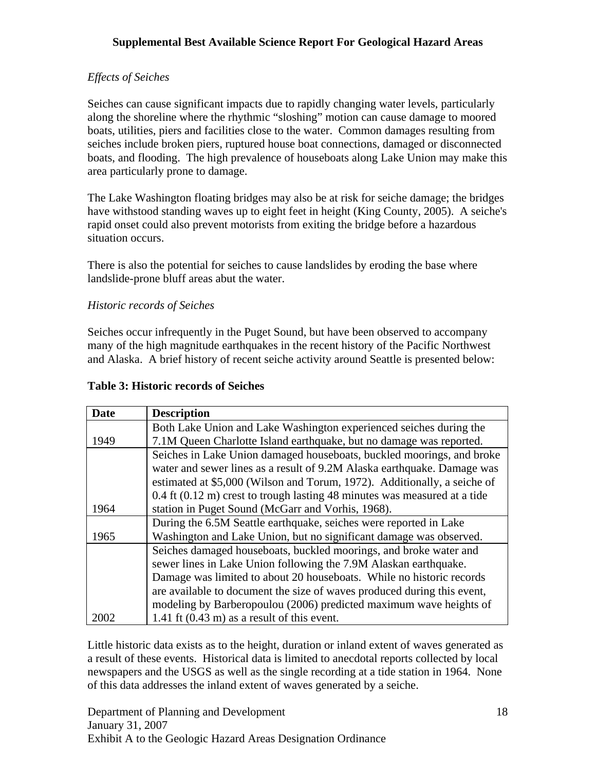*Effects of Seiches*

Seiches can cause significant impacts due to rapidly changing water levels, particularly along the shoreline where the rhythmic "sloshing" motion can cause damage to moored boats, utilities, piers and facilities close to the water. Common damages resulting from seiches include broken piers, ruptured house boat connections, damaged or disconnected boats, and flooding. The high prevalence of houseboats along Lake Union may make this area particularly prone to damage.

The Lake Washington floating bridges may also be at risk for seiche damage; the bridges have withstood standing waves up to eight feet in height (King County, 2005). A seiche's rapid onset could also prevent motorists from exiting the bridge before a hazardous situation occurs.

There is also the potential for seiches to cause landslides by eroding the base where landslide-prone bluff areas abut the water.

*Historic records of Seiches*

Seiches occur infrequently in the Puget Sound, but have been observed to accompany many of the high magnitude earthquakes in the recent history of the Pacific Northwest and Alaska. A brief history of recent seiche activity around Seattle is presented below:

**Table 3: Historic records of Seiches**

| Date | Description |
|---|---|
| 1949 | Both Lake Union and Lake Washington experienced seiches during the 7.1M Queen Charlotte Island earthquake, but no damage was reported. |
| 1964 | Seiches in Lake Union damaged houseboats, buckled moorings, and broke water and sewer lines as a result of 9.2M Alaska earthquake. Damage was estimated at $5,000 (Wilson and Torum, 1972). Additionally, a seiche of 0.4 ft (0.12 m) crest to trough lasting 48 minutes was measured at a tide station in Puget Sound (McGarr and Vorhis, 1968). |
| 1965 | During the 6.5M Seattle earthquake, seiches were reported in Lake Washington and Lake Union, but no significant damage was observed. |
| 2002 | Seiches damaged houseboats, buckled moorings, and broke water and sewer lines in Lake Union following the 7.9M Alaskan earthquake. Damage was limited to about 20 houseboats. While no historic records are available to document the size of waves produced during this event, modeling by Barberopoulou (2006) predicted maximum wave heights of 1.41 ft (0.43 m) as a result of this event. |

Little historic data exists as to the height, duration or inland extent of waves generated as a result of these events. Historical data is limited to anecdotal reports collected by local newspapers and the USGS as well as the single recording at a tide station in 1964. None of this data addresses the inland extent of waves generated by a seiche.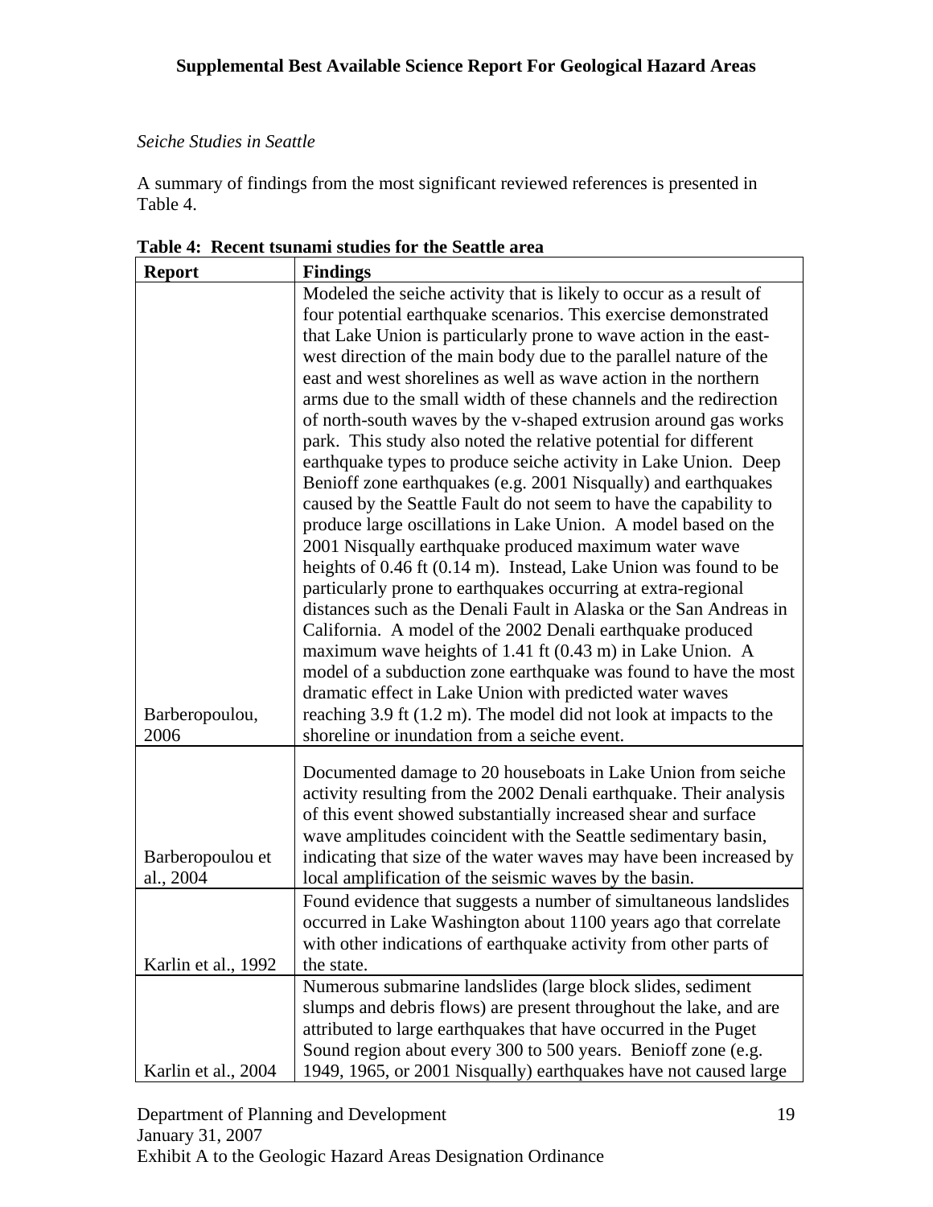*Seiche Studies in Seattle*

A summary of findings from the most significant reviewed references is presented in Table 4.

**Table 4: Recent tsunami studies for the Seattle area**

| Report | Findings |
|---|---|
| Barberopoulou, 2006 | Modeled the seiche activity that is likely to occur as a result of four potential earthquake scenarios. This exercise demonstrated that Lake Union is particularly prone to wave action in the east-west direction of the main body due to the parallel nature of the east and west shorelines as well as wave action in the northern arms due to the small width of these channels and the redirection of north-south waves by the v-shaped extrusion around gas works park. This study also noted the relative potential for different earthquake types to produce seiche activity in Lake Union. Deep Benioff zone earthquakes (e.g. 2001 Nisqually) and earthquakes caused by the Seattle Fault do not seem to have the capability to produce large oscillations in Lake Union. A model based on the 2001 Nisqually earthquake produced maximum water wave heights of 0.46 ft (0.14 m). Instead, Lake Union was found to be particularly prone to earthquakes occurring at extra-regional distances such as the Denali Fault in Alaska or the San Andreas in California. A model of the 2002 Denali earthquake produced maximum wave heights of 1.41 ft (0.43 m) in Lake Union. A model of a subduction zone earthquake was found to have the most dramatic effect in Lake Union with predicted water waves reaching 3.9 ft (1.2 m). The model did not look at impacts to the shoreline or inundation from a seiche event. |
| Barberopoulou et al., 2004 | Documented damage to 20 houseboats in Lake Union from seiche activity resulting from the 2002 Denali earthquake. Their analysis of this event showed substantially increased shear and surface wave amplitudes coincident with the Seattle sedimentary basin, indicating that size of the water waves may have been increased by local amplification of the seismic waves by the basin. |
| Karlin et al., 1992 | Found evidence that suggests a number of simultaneous landslides occurred in Lake Washington about 1100 years ago that correlate with other indications of earthquake activity from other parts of the state. |
| Karlin et al., 2004 | Numerous submarine landslides (large block slides, sediment slumps and debris flows) are present throughout the lake, and are attributed to large earthquakes that have occurred in the Puget Sound region about every 300 to 500 years. Benioff zone (e.g. 1949, 1965, or 2001 Nisqually) earthquakes have not caused large |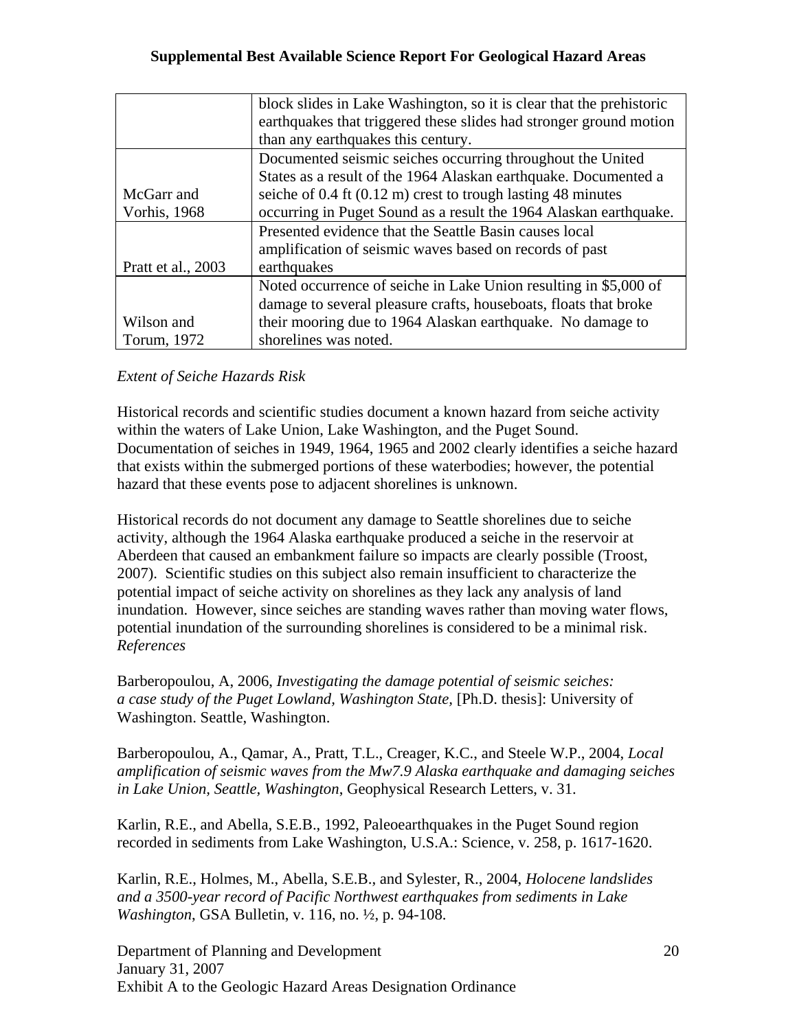| | |
|---|---|
| | block slides in Lake Washington, so it is clear that the prehistoric earthquakes that triggered these slides had stronger ground motion than any earthquakes this century. |
| McGarr and Vorhis, 1968 | Documented seismic seiches occurring throughout the United States as a result of the 1964 Alaskan earthquake. Documented a seiche of 0.4 ft (0.12 m) crest to trough lasting 48 minutes occurring in Puget Sound as a result the 1964 Alaskan earthquake. |
| Pratt et al., 2003 | Presented evidence that the Seattle Basin causes local amplification of seismic waves based on records of past earthquakes |
| Wilson and Torum, 1972 | Noted occurrence of seiche in Lake Union resulting in $5,000 of damage to several pleasure crafts, houseboats, floats that broke their mooring due to 1964 Alaskan earthquake. No damage to shorelines was noted. |

*Extent of Seiche Hazards Risk*

Historical records and scientific studies document a known hazard from seiche activity within the waters of Lake Union, Lake Washington, and the Puget Sound. Documentation of seiches in 1949, 1964, 1965 and 2002 clearly identifies a seiche hazard that exists within the submerged portions of these waterbodies; however, the potential hazard that these events pose to adjacent shorelines is unknown.

Historical records do not document any damage to Seattle shorelines due to seiche activity, although the 1964 Alaska earthquake produced a seiche in the reservoir at Aberdeen that caused an embankment failure so impacts are clearly possible (Troost, 2007). Scientific studies on this subject also remain insufficient to characterize the potential impact of seiche activity on shorelines as they lack any analysis of land inundation. However, since seiches are standing waves rather than moving water flows, potential inundation of the surrounding shorelines is considered to be a minimal risk.

*References*

Barberopoulou, A, 2006, *Investigating the damage potential of seismic seiches: a case study of the Puget Lowland, Washington State,* [Ph.D. thesis]: University of Washington. Seattle, Washington.

Barberopoulou, A., Qamar, A., Pratt, T.L., Creager, K.C., and Steele W.P., 2004, *Local amplification of seismic waves from the Mw7.9 Alaska earthquake and damaging seiches in Lake Union, Seattle, Washington*, Geophysical Research Letters, v. 31.

Karlin, R.E., and Abella, S.E.B., 1992, Paleoearthquakes in the Puget Sound region recorded in sediments from Lake Washington, U.S.A.: Science, v. 258, p. 1617-1620.

Karlin, R.E., Holmes, M., Abella, S.E.B., and Sylester, R., 2004, *Holocene landslides and a 3500-year record of Pacific Northwest earthquakes from sediments in Lake Washington*, GSA Bulletin, v. 116, no. ½, p. 94-108.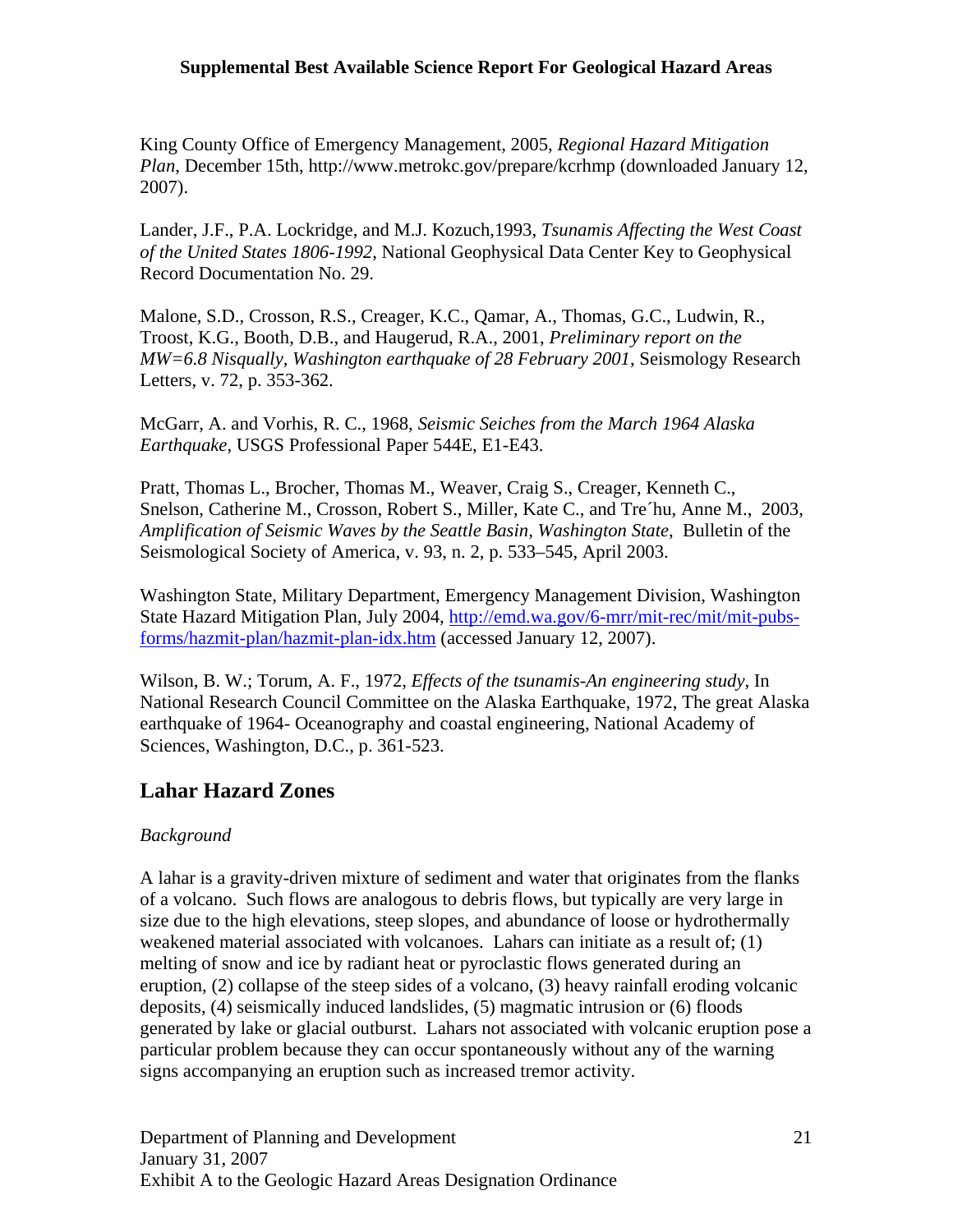King County Office of Emergency Management, 2005, *Regional Hazard Mitigation Plan*, December 15th, http://www.metrokc.gov/prepare/kcrhmp (downloaded January 12, 2007).

Lander, J.F., P.A. Lockridge, and M.J. Kozuch,1993, *Tsunamis Affecting the West Coast of the United States 1806-1992*, National Geophysical Data Center Key to Geophysical Record Documentation No. 29.

Malone, S.D., Crosson, R.S., Creager, K.C., Qamar, A., Thomas, G.C., Ludwin, R., Troost, K.G., Booth, D.B., and Haugerud, R.A., 2001, *Preliminary report on the MW=6.8 Nisqually, Washington earthquake of 28 February 2001*, Seismology Research Letters, v. 72, p. 353-362.

McGarr, A. and Vorhis, R. C., 1968, *Seismic Seiches from the March 1964 Alaska Earthquake*, USGS Professional Paper 544E, E1-E43.

Pratt, Thomas L., Brocher, Thomas M., Weaver, Craig S., Creager, Kenneth C., Snelson, Catherine M., Crosson, Robert S., Miller, Kate C., and Tre´hu, Anne M., 2003, *Amplification of Seismic Waves by the Seattle Basin, Washington State*, Bulletin of the Seismological Society of America, v. 93, n. 2, p. 533–545, April 2003.

Washington State, Military Department, Emergency Management Division, Washington State Hazard Mitigation Plan, July 2004, http://emd.wa.gov/6-mrr/mit-rec/mit/mit-pubs-forms/hazmit-plan/hazmit-plan-idx.htm (accessed January 12, 2007).

Wilson, B. W.; Torum, A. F., 1972, *Effects of the tsunamis-An engineering study*, In National Research Council Committee on the Alaska Earthquake, 1972, The great Alaska earthquake of 1964- Oceanography and coastal engineering, National Academy of Sciences, Washington, D.C., p. 361-523.

## Lahar Hazard Zones

*Background*

A lahar is a gravity-driven mixture of sediment and water that originates from the flanks of a volcano. Such flows are analogous to debris flows, but typically are very large in size due to the high elevations, steep slopes, and abundance of loose or hydrothermally weakened material associated with volcanoes. Lahars can initiate as a result of; (1) melting of snow and ice by radiant heat or pyroclastic flows generated during an eruption, (2) collapse of the steep sides of a volcano, (3) heavy rainfall eroding volcanic deposits, (4) seismically induced landslides, (5) magmatic intrusion or (6) floods generated by lake or glacial outburst. Lahars not associated with volcanic eruption pose a particular problem because they can occur spontaneously without any of the warning signs accompanying an eruption such as increased tremor activity.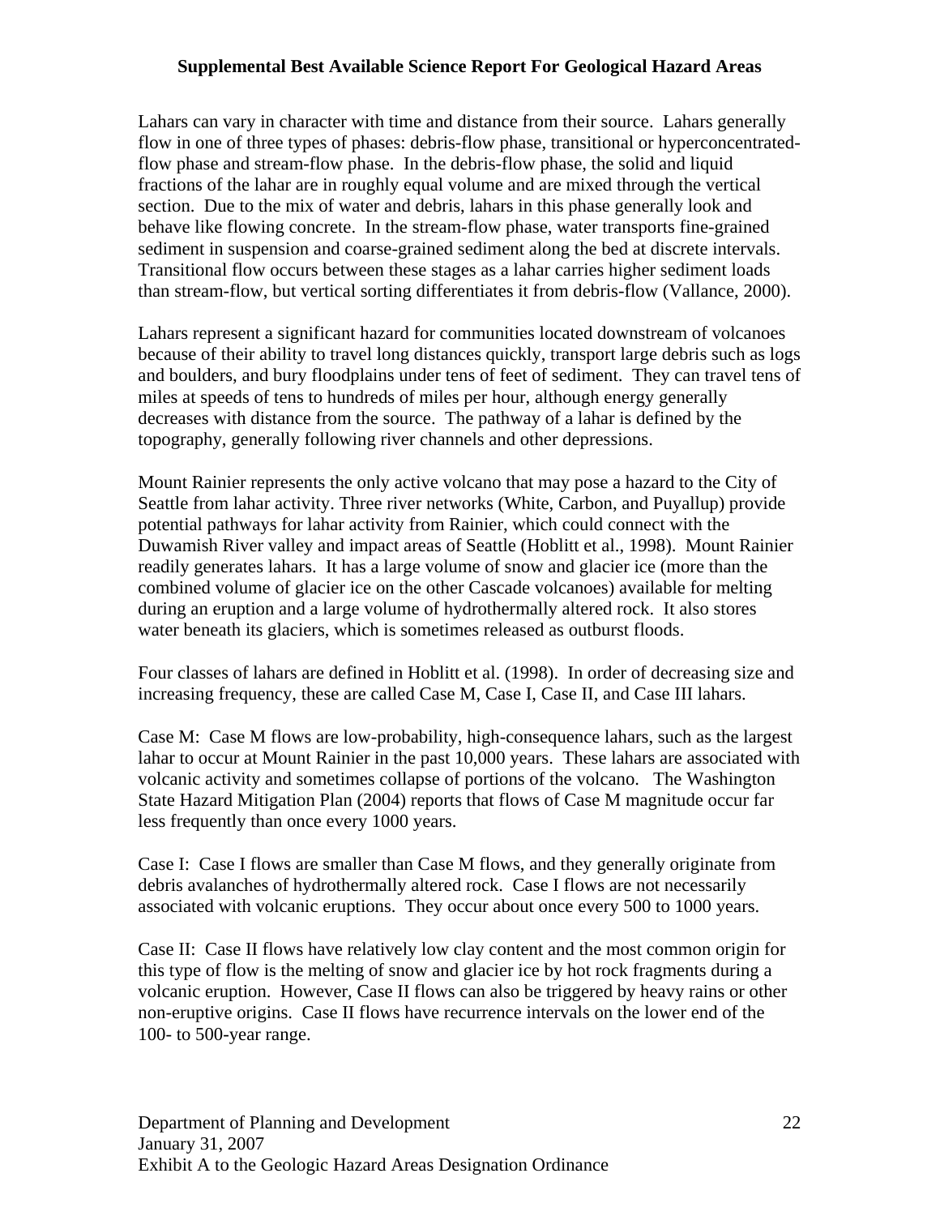Lahars can vary in character with time and distance from their source. Lahars generally flow in one of three types of phases: debris-flow phase, transitional or hyperconcentrated-flow phase and stream-flow phase. In the debris-flow phase, the solid and liquid fractions of the lahar are in roughly equal volume and are mixed through the vertical section. Due to the mix of water and debris, lahars in this phase generally look and behave like flowing concrete. In the stream-flow phase, water transports fine-grained sediment in suspension and coarse-grained sediment along the bed at discrete intervals. Transitional flow occurs between these stages as a lahar carries higher sediment loads than stream-flow, but vertical sorting differentiates it from debris-flow (Vallance, 2000).

Lahars represent a significant hazard for communities located downstream of volcanoes because of their ability to travel long distances quickly, transport large debris such as logs and boulders, and bury floodplains under tens of feet of sediment. They can travel tens of miles at speeds of tens to hundreds of miles per hour, although energy generally decreases with distance from the source. The pathway of a lahar is defined by the topography, generally following river channels and other depressions.

Mount Rainier represents the only active volcano that may pose a hazard to the City of Seattle from lahar activity. Three river networks (White, Carbon, and Puyallup) provide potential pathways for lahar activity from Rainier, which could connect with the Duwamish River valley and impact areas of Seattle (Hoblitt et al., 1998). Mount Rainier readily generates lahars. It has a large volume of snow and glacier ice (more than the combined volume of glacier ice on the other Cascade volcanoes) available for melting during an eruption and a large volume of hydrothermally altered rock. It also stores water beneath its glaciers, which is sometimes released as outburst floods.

Four classes of lahars are defined in Hoblitt et al. (1998). In order of decreasing size and increasing frequency, these are called Case M, Case I, Case II, and Case III lahars.

Case M: Case M flows are low-probability, high-consequence lahars, such as the largest lahar to occur at Mount Rainier in the past 10,000 years. These lahars are associated with volcanic activity and sometimes collapse of portions of the volcano. The Washington State Hazard Mitigation Plan (2004) reports that flows of Case M magnitude occur far less frequently than once every 1000 years.

Case I: Case I flows are smaller than Case M flows, and they generally originate from debris avalanches of hydrothermally altered rock. Case I flows are not necessarily associated with volcanic eruptions. They occur about once every 500 to 1000 years.

Case II: Case II flows have relatively low clay content and the most common origin for this type of flow is the melting of snow and glacier ice by hot rock fragments during a volcanic eruption. However, Case II flows can also be triggered by heavy rains or other non-eruptive origins. Case II flows have recurrence intervals on the lower end of the 100- to 500-year range.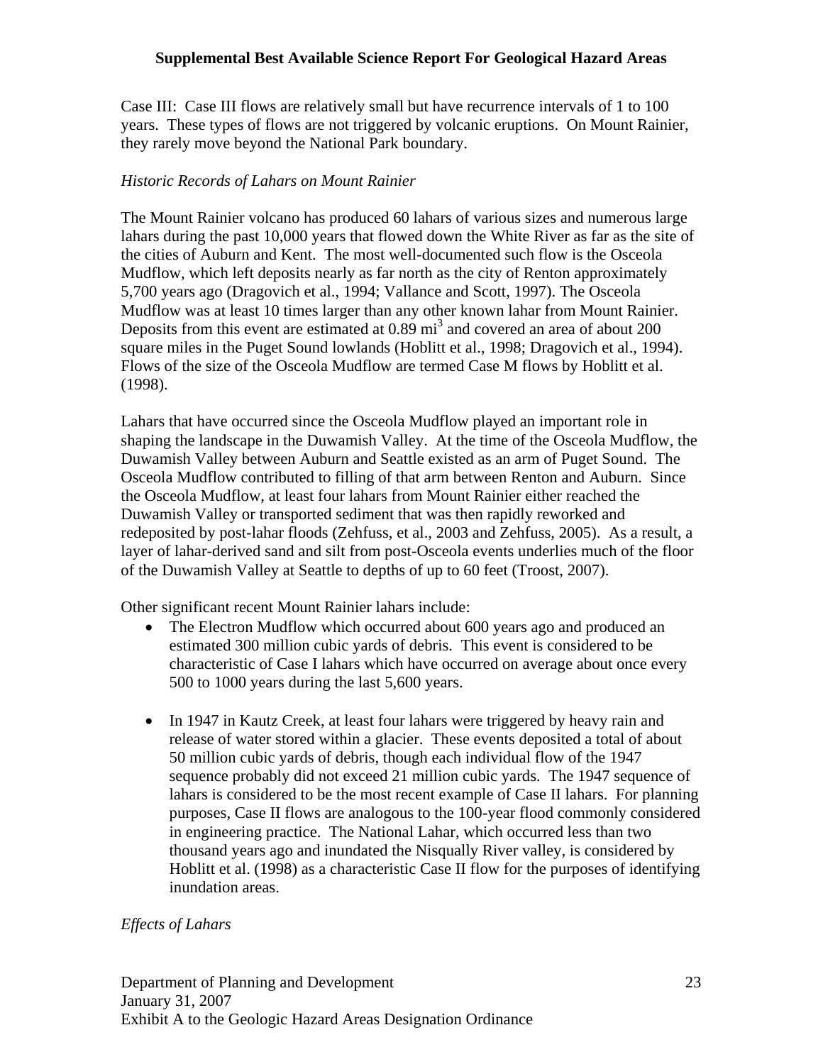Case III: Case III flows are relatively small but have recurrence intervals of 1 to 100 years. These types of flows are not triggered by volcanic eruptions. On Mount Rainier, they rarely move beyond the National Park boundary.

*Historic Records of Lahars on Mount Rainier*

The Mount Rainier volcano has produced 60 lahars of various sizes and numerous large lahars during the past 10,000 years that flowed down the White River as far as the site of the cities of Auburn and Kent. The most well-documented such flow is the Osceola Mudflow, which left deposits nearly as far north as the city of Renton approximately 5,700 years ago (Dragovich et al., 1994; Vallance and Scott, 1997). The Osceola Mudflow was at least 10 times larger than any other known lahar from Mount Rainier. Deposits from this event are estimated at 0.89 $mi^3$ and covered an area of about 200 square miles in the Puget Sound lowlands (Hoblitt et al., 1998; Dragovich et al., 1994). Flows of the size of the Osceola Mudflow are termed Case M flows by Hoblitt et al. (1998).

Lahars that have occurred since the Osceola Mudflow played an important role in shaping the landscape in the Duwamish Valley. At the time of the Osceola Mudflow, the Duwamish Valley between Auburn and Seattle existed as an arm of Puget Sound. The Osceola Mudflow contributed to filling of that arm between Renton and Auburn. Since the Osceola Mudflow, at least four lahars from Mount Rainier either reached the Duwamish Valley or transported sediment that was then rapidly reworked and redeposited by post-lahar floods (Zehfuss, et al., 2003 and Zehfuss, 2005). As a result, a layer of lahar-derived sand and silt from post-Osceola events underlies much of the floor of the Duwamish Valley at Seattle to depths of up to 60 feet (Troost, 2007).

Other significant recent Mount Rainier lahars include:

- The Electron Mudflow which occurred about 600 years ago and produced an estimated 300 million cubic yards of debris. This event is considered to be characteristic of Case I lahars which have occurred on average about once every 500 to 1000 years during the last 5,600 years.

- In 1947 in Kautz Creek, at least four lahars were triggered by heavy rain and release of water stored within a glacier. These events deposited a total of about 50 million cubic yards of debris, though each individual flow of the 1947 sequence probably did not exceed 21 million cubic yards. The 1947 sequence of lahars is considered to be the most recent example of Case II lahars. For planning purposes, Case II flows are analogous to the 100-year flood commonly considered in engineering practice. The National Lahar, which occurred less than two thousand years ago and inundated the Nisqually River valley, is considered by Hoblitt et al. (1998) as a characteristic Case II flow for the purposes of identifying inundation areas.

*Effects of Lahars*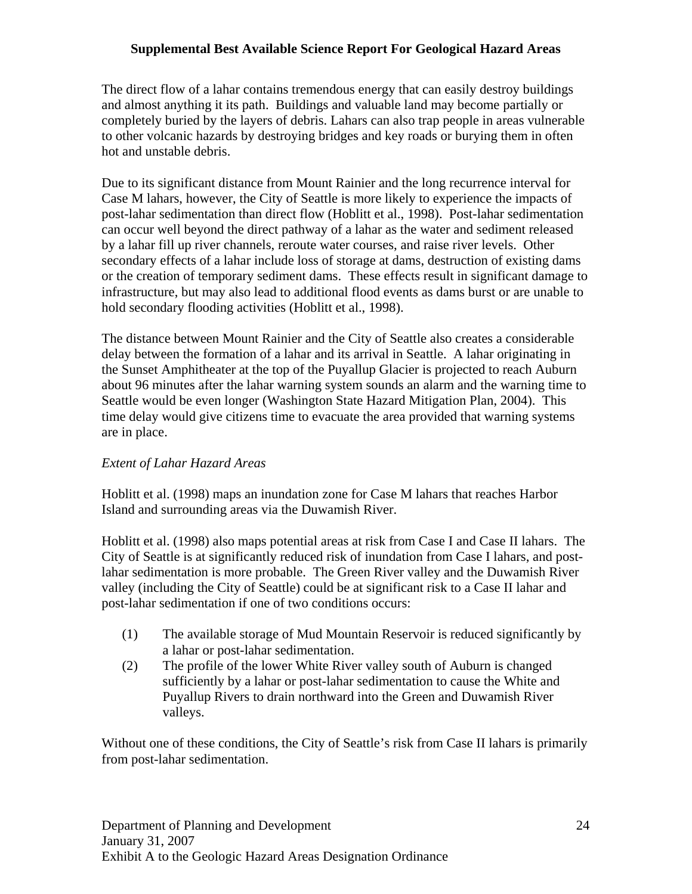The direct flow of a lahar contains tremendous energy that can easily destroy buildings and almost anything it its path. Buildings and valuable land may become partially or completely buried by the layers of debris. Lahars can also trap people in areas vulnerable to other volcanic hazards by destroying bridges and key roads or burying them in often hot and unstable debris.

Due to its significant distance from Mount Rainier and the long recurrence interval for Case M lahars, however, the City of Seattle is more likely to experience the impacts of post-lahar sedimentation than direct flow (Hoblitt et al., 1998). Post-lahar sedimentation can occur well beyond the direct pathway of a lahar as the water and sediment released by a lahar fill up river channels, reroute water courses, and raise river levels. Other secondary effects of a lahar include loss of storage at dams, destruction of existing dams or the creation of temporary sediment dams. These effects result in significant damage to infrastructure, but may also lead to additional flood events as dams burst or are unable to hold secondary flooding activities (Hoblitt et al., 1998).

The distance between Mount Rainier and the City of Seattle also creates a considerable delay between the formation of a lahar and its arrival in Seattle. A lahar originating in the Sunset Amphitheater at the top of the Puyallup Glacier is projected to reach Auburn about 96 minutes after the lahar warning system sounds an alarm and the warning time to Seattle would be even longer (Washington State Hazard Mitigation Plan, 2004). This time delay would give citizens time to evacuate the area provided that warning systems are in place.

*Extent of Lahar Hazard Areas*

Hoblitt et al. (1998) maps an inundation zone for Case M lahars that reaches Harbor Island and surrounding areas via the Duwamish River.

Hoblitt et al. (1998) also maps potential areas at risk from Case I and Case II lahars. The City of Seattle is at significantly reduced risk of inundation from Case I lahars, and post-lahar sedimentation is more probable. The Green River valley and the Duwamish River valley (including the City of Seattle) could be at significant risk to a Case II lahar and post-lahar sedimentation if one of two conditions occurs:

(1) The available storage of Mud Mountain Reservoir is reduced significantly by a lahar or post-lahar sedimentation.

(2) The profile of the lower White River valley south of Auburn is changed sufficiently by a lahar or post-lahar sedimentation to cause the White and Puyallup Rivers to drain northward into the Green and Duwamish River valleys.

Without one of these conditions, the City of Seattle's risk from Case II lahars is primarily from post-lahar sedimentation.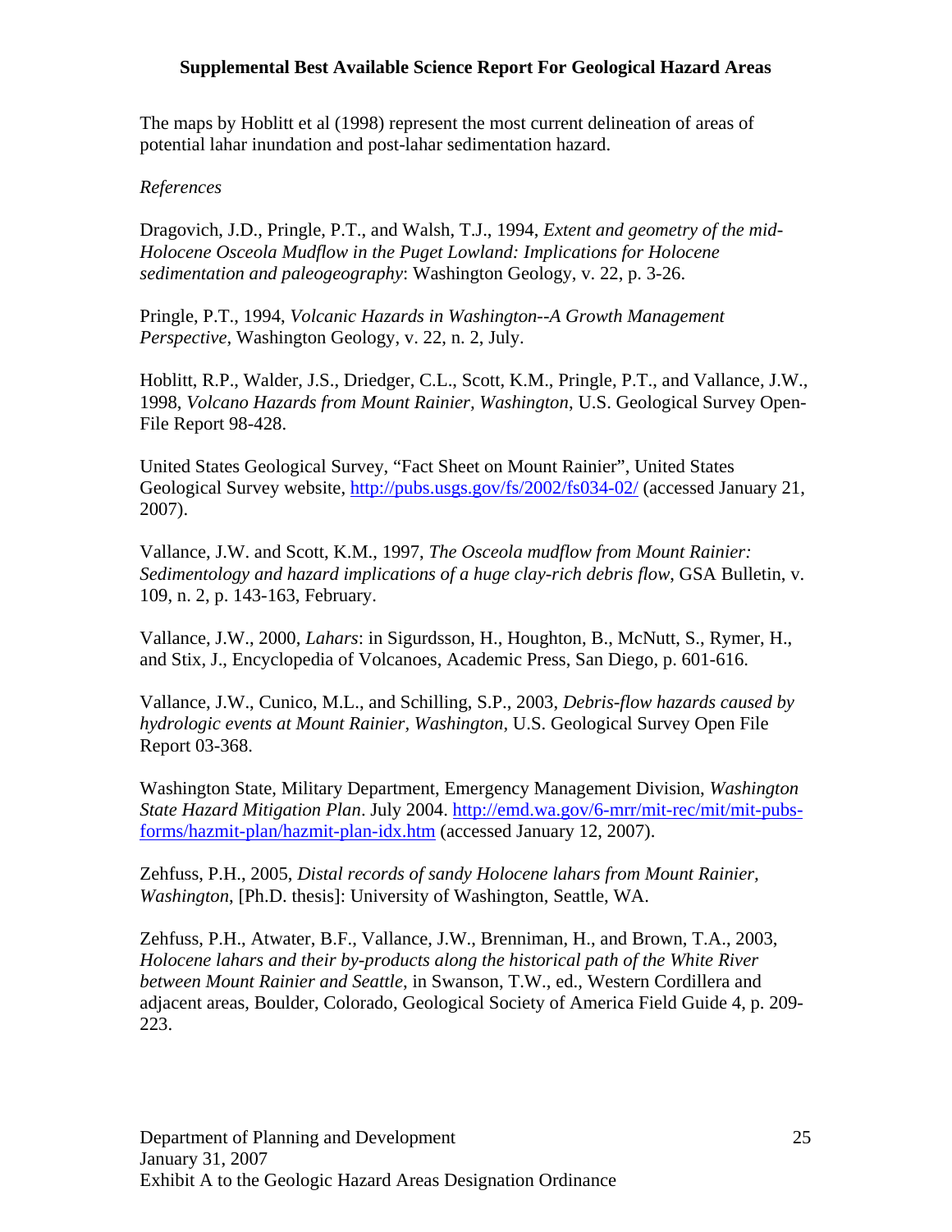The maps by Hoblitt et al (1998) represent the most current delineation of areas of potential lahar inundation and post-lahar sedimentation hazard.

*References*

Dragovich, J.D., Pringle, P.T., and Walsh, T.J., 1994, *Extent and geometry of the mid-Holocene Osceola Mudflow in the Puget Lowland: Implications for Holocene sedimentation and paleogeography*: Washington Geology, v. 22, p. 3-26.

Pringle, P.T., 1994, *Volcanic Hazards in Washington--A Growth Management Perspective,* Washington Geology, v. 22, n. 2, July.

Hoblitt, R.P., Walder, J.S., Driedger, C.L., Scott, K.M., Pringle, P.T., and Vallance, J.W., 1998, *Volcano Hazards from Mount Rainier, Washington*, U.S. Geological Survey Open-File Report 98-428.

United States Geological Survey, "Fact Sheet on Mount Rainier", United States Geological Survey website, http://pubs.usgs.gov/fs/2002/fs034-02/ (accessed January 21, 2007).

Vallance, J.W. and Scott, K.M., 1997, *The Osceola mudflow from Mount Rainier: Sedimentology and hazard implications of a huge clay-rich debris flow*, GSA Bulletin, v. 109, n. 2, p. 143-163, February.

Vallance, J.W., 2000, *Lahars*: in Sigurdsson, H., Houghton, B., McNutt, S., Rymer, H., and Stix, J., Encyclopedia of Volcanoes, Academic Press, San Diego, p. 601-616.

Vallance, J.W., Cunico, M.L., and Schilling, S.P., 2003, *Debris-flow hazards caused by hydrologic events at Mount Rainier, Washington*, U.S. Geological Survey Open File Report 03-368.

Washington State, Military Department, Emergency Management Division, *Washington State Hazard Mitigation Plan*. July 2004. http://emd.wa.gov/6-mrr/mit-rec/mit/mit-pubs-forms/hazmit-plan/hazmit-plan-idx.htm (accessed January 12, 2007).

Zehfuss, P.H., 2005, *Distal records of sandy Holocene lahars from Mount Rainier, Washington,* [Ph.D. thesis]: University of Washington, Seattle, WA.

Zehfuss, P.H., Atwater, B.F., Vallance, J.W., Brenniman, H., and Brown, T.A., 2003, *Holocene lahars and their by-products along the historical path of the White River between Mount Rainier and Seattle*, in Swanson, T.W., ed., Western Cordillera and adjacent areas, Boulder, Colorado, Geological Society of America Field Guide 4, p. 209-223.